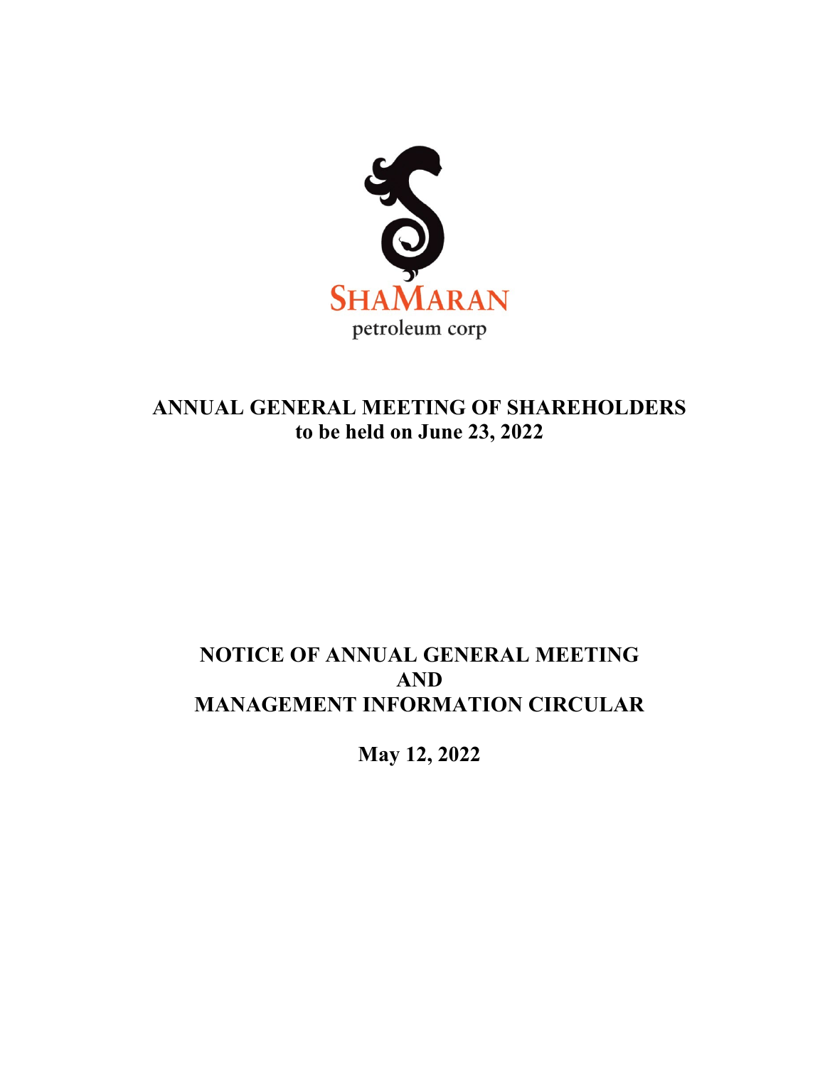SHAMARAN
petroleum corp

# ANNUAL GENERAL MEETING OF SHAREHOLDERS
## to be held on June 23, 2022

# NOTICE OF ANNUAL GENERAL MEETING AND MANAGEMENT INFORMATION CIRCULAR

**May 12, 2022**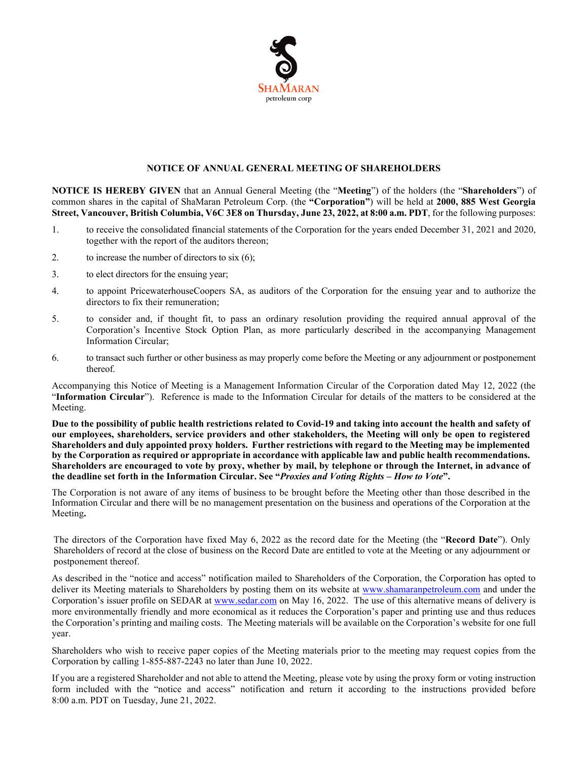# NOTICE OF ANNUAL GENERAL MEETING OF SHAREHOLDERS

**NOTICE IS HEREBY GIVEN** that an Annual General Meeting (the "**Meeting**") of the holders (the "**Shareholders**") of common shares in the capital of ShaMaran Petroleum Corp. (the **"Corporation"**) will be held at **2000, 885 West Georgia Street, Vancouver, British Columbia, V6C 3E8 on Thursday, June 23, 2022, at 8:00 a.m. PDT**, for the following purposes:

1. to receive the consolidated financial statements of the Corporation for the years ended December 31, 2021 and 2020, together with the report of the auditors thereon;
2. to increase the number of directors to six (6);
3. to elect directors for the ensuing year;
4. to appoint PricewaterhouseCoopers SA, as auditors of the Corporation for the ensuing year and to authorize the directors to fix their remuneration;
5. to consider and, if thought fit, to pass an ordinary resolution providing the required annual approval of the Corporation's Incentive Stock Option Plan, as more particularly described in the accompanying Management Information Circular;
6. to transact such further or other business as may properly come before the Meeting or any adjournment or postponement thereof.

Accompanying this Notice of Meeting is a Management Information Circular of the Corporation dated May 12, 2022 (the "**Information Circular**"). Reference is made to the Information Circular for details of the matters to be considered at the Meeting.

**Due to the possibility of public health restrictions related to Covid-19 and taking into account the health and safety of our employees, shareholders, service providers and other stakeholders, the Meeting will only be open to registered Shareholders and duly appointed proxy holders. Further restrictions with regard to the Meeting may be implemented by the Corporation as required or appropriate in accordance with applicable law and public health recommendations. Shareholders are encouraged to vote by proxy, whether by mail, by telephone or through the Internet, in advance of the deadline set forth in the Information Circular. See "*Proxies and Voting Rights – How to Vote*".**

The Corporation is not aware of any items of business to be brought before the Meeting other than those described in the Information Circular and there will be no management presentation on the business and operations of the Corporation at the Meeting**.**

The directors of the Corporation have fixed May 6, 2022 as the record date for the Meeting (the "**Record Date**"). Only Shareholders of record at the close of business on the Record Date are entitled to vote at the Meeting or any adjournment or postponement thereof.

As described in the "notice and access" notification mailed to Shareholders of the Corporation, the Corporation has opted to deliver its Meeting materials to Shareholders by posting them on its website at www.shamaranpetroleum.com and under the Corporation's issuer profile on SEDAR at www.sedar.com on May 16, 2022. The use of this alternative means of delivery is more environmentally friendly and more economical as it reduces the Corporation's paper and printing use and thus reduces the Corporation's printing and mailing costs. The Meeting materials will be available on the Corporation's website for one full year.

Shareholders who wish to receive paper copies of the Meeting materials prior to the meeting may request copies from the Corporation by calling 1-855-887-2243 no later than June 10, 2022.

If you are a registered Shareholder and not able to attend the Meeting, please vote by using the proxy form or voting instruction form included with the "notice and access" notification and return it according to the instructions provided before 8:00 a.m. PDT on Tuesday, June 21, 2022.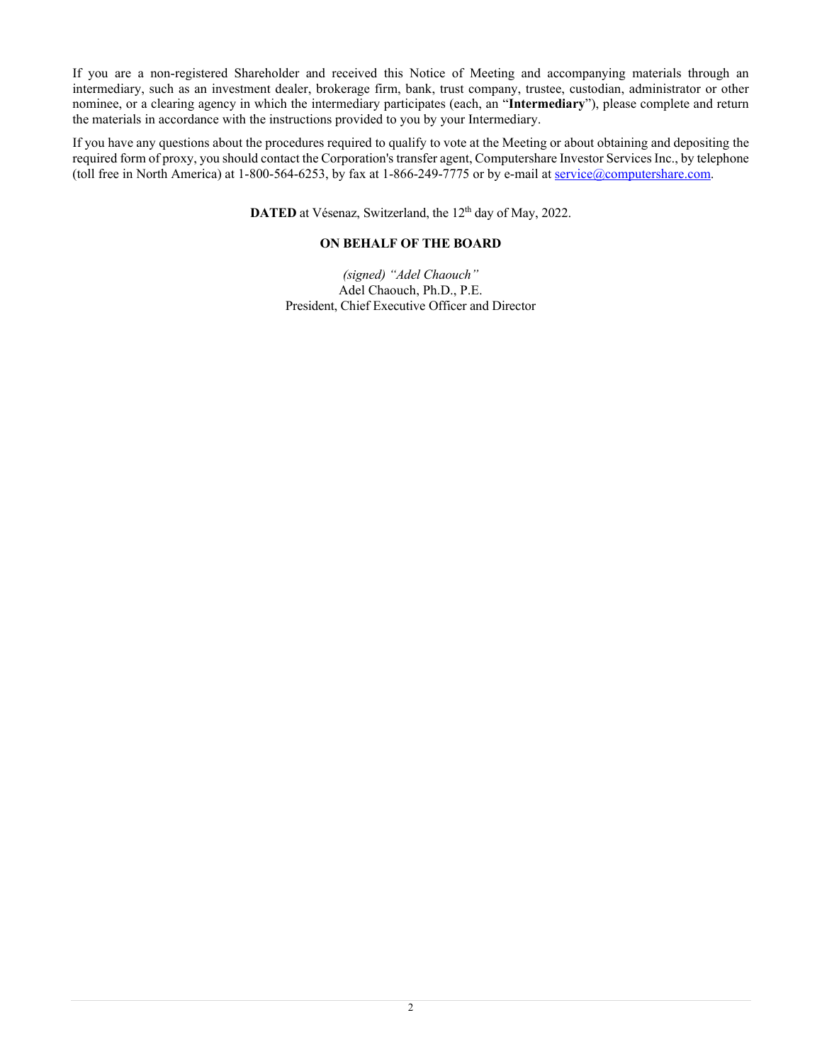If you are a non-registered Shareholder and received this Notice of Meeting and accompanying materials through an intermediary, such as an investment dealer, brokerage firm, bank, trust company, trustee, custodian, administrator or other nominee, or a clearing agency in which the intermediary participates (each, an "**Intermediary**"), please complete and return the materials in accordance with the instructions provided to you by your Intermediary.

If you have any questions about the procedures required to qualify to vote at the Meeting or about obtaining and depositing the required form of proxy, you should contact the Corporation's transfer agent, Computershare Investor Services Inc., by telephone (toll free in North America) at 1-800-564-6253, by fax at 1-866-249-7775 or by e-mail at service@computershare.com.

**DATED** at Vésenaz, Switzerland, the 12th day of May, 2022.

**ON BEHALF OF THE BOARD**

*(signed) "Adel Chaouch"*
Adel Chaouch, Ph.D., P.E.
President, Chief Executive Officer and Director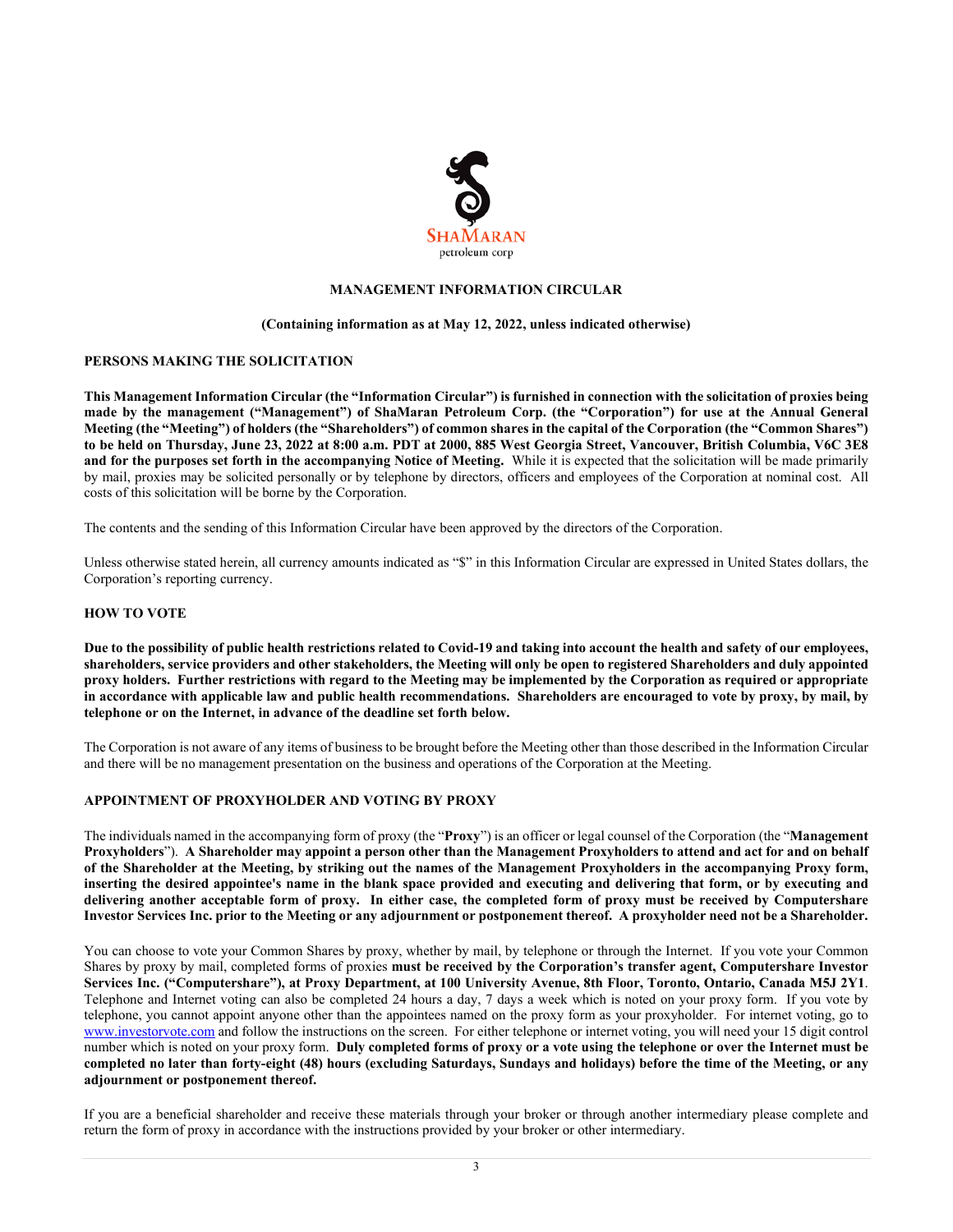SHAMARAN
petroleum corp

# MANAGEMENT INFORMATION CIRCULAR

**(Containing information as at May 12, 2022, unless indicated otherwise)**

## PERSONS MAKING THE SOLICITATION

**This Management Information Circular (the "Information Circular") is furnished in connection with the solicitation of proxies being made by the management ("Management") of ShaMaran Petroleum Corp. (the "Corporation") for use at the Annual General Meeting (the "Meeting") of holders (the "Shareholders") of common shares in the capital of the Corporation (the "Common Shares") to be held on Thursday, June 23, 2022 at 8:00 a.m. PDT at 2000, 885 West Georgia Street, Vancouver, British Columbia, V6C 3E8 and for the purposes set forth in the accompanying Notice of Meeting.** While it is expected that the solicitation will be made primarily by mail, proxies may be solicited personally or by telephone by directors, officers and employees of the Corporation at nominal cost. All costs of this solicitation will be borne by the Corporation.

The contents and the sending of this Information Circular have been approved by the directors of the Corporation.

Unless otherwise stated herein, all currency amounts indicated as "$" in this Information Circular are expressed in United States dollars, the Corporation's reporting currency.

## HOW TO VOTE

**Due to the possibility of public health restrictions related to Covid-19 and taking into account the health and safety of our employees, shareholders, service providers and other stakeholders, the Meeting will only be open to registered Shareholders and duly appointed proxy holders. Further restrictions with regard to the Meeting may be implemented by the Corporation as required or appropriate in accordance with applicable law and public health recommendations. Shareholders are encouraged to vote by proxy, by mail, by telephone or on the Internet, in advance of the deadline set forth below.**

The Corporation is not aware of any items of business to be brought before the Meeting other than those described in the Information Circular and there will be no management presentation on the business and operations of the Corporation at the Meeting.

## APPOINTMENT OF PROXYHOLDER AND VOTING BY PROXY

The individuals named in the accompanying form of proxy (the "**Proxy**") is an officer or legal counsel of the Corporation (the "**Management Proxyholders**"). **A Shareholder may appoint a person other than the Management Proxyholders to attend and act for and on behalf of the Shareholder at the Meeting, by striking out the names of the Management Proxyholders in the accompanying Proxy form, inserting the desired appointee's name in the blank space provided and executing and delivering that form, or by executing and delivering another acceptable form of proxy. In either case, the completed form of proxy must be received by Computershare Investor Services Inc. prior to the Meeting or any adjournment or postponement thereof. A proxyholder need not be a Shareholder.**

You can choose to vote your Common Shares by proxy, whether by mail, by telephone or through the Internet. If you vote your Common Shares by proxy by mail, completed forms of proxies **must be received by the Corporation's transfer agent, Computershare Investor Services Inc. ("Computershare"), at Proxy Department, at 100 University Avenue, 8th Floor, Toronto, Ontario, Canada M5J 2Y1**. Telephone and Internet voting can also be completed 24 hours a day, 7 days a week which is noted on your proxy form. If you vote by telephone, you cannot appoint anyone other than the appointees named on the proxy form as your proxyholder. For internet voting, go to www.investorvote.com and follow the instructions on the screen. For either telephone or internet voting, you will need your 15 digit control number which is noted on your proxy form. **Duly completed forms of proxy or a vote using the telephone or over the Internet must be completed no later than forty-eight (48) hours (excluding Saturdays, Sundays and holidays) before the time of the Meeting, or any adjournment or postponement thereof.**

If you are a beneficial shareholder and receive these materials through your broker or through another intermediary please complete and return the form of proxy in accordance with the instructions provided by your broker or other intermediary.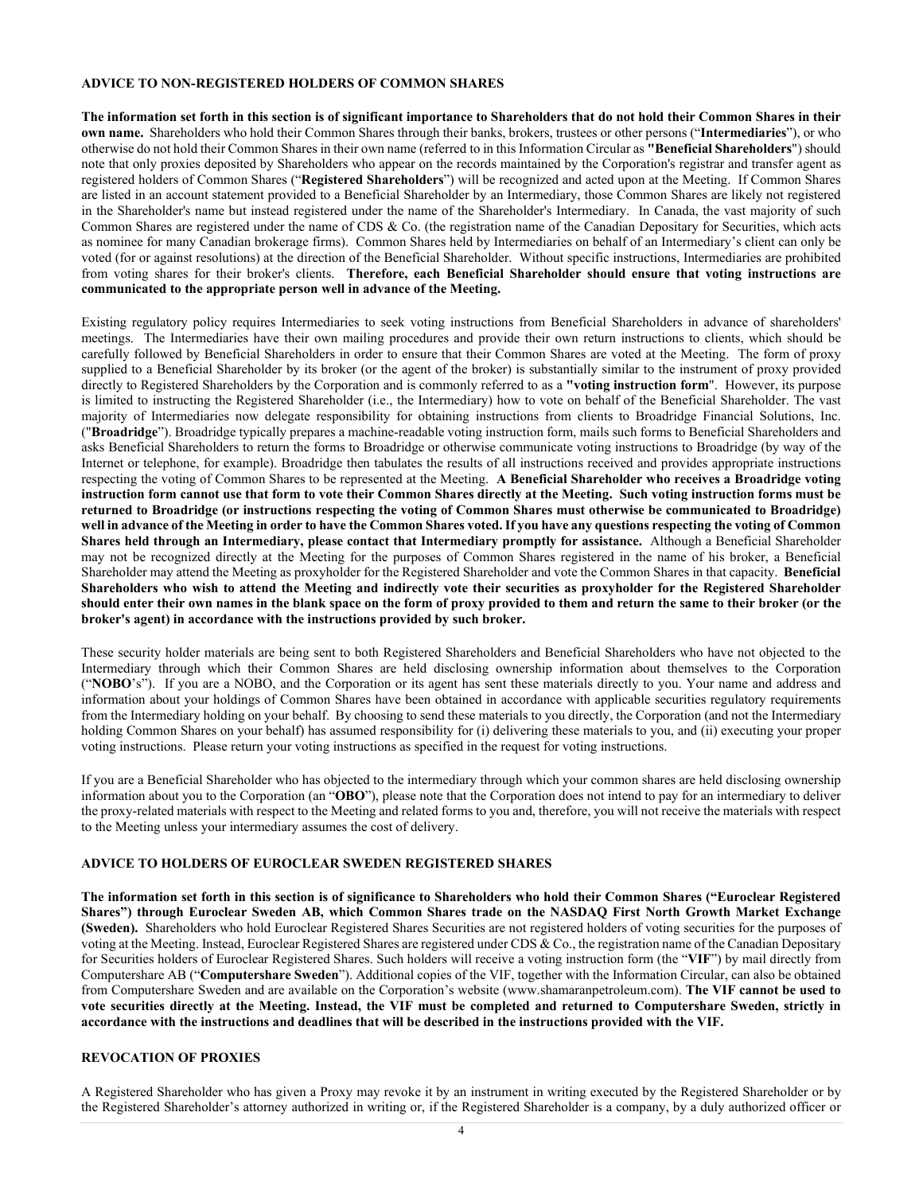## ADVICE TO NON-REGISTERED HOLDERS OF COMMON SHARES

**The information set forth in this section is of significant importance to Shareholders that do not hold their Common Shares in their own name.** Shareholders who hold their Common Shares through their banks, brokers, trustees or other persons ("**Intermediaries**"), or who otherwise do not hold their Common Shares in their own name (referred to in this Information Circular as **"Beneficial Shareholders"**) should note that only proxies deposited by Shareholders who appear on the records maintained by the Corporation's registrar and transfer agent as registered holders of Common Shares ("**Registered Shareholders**") will be recognized and acted upon at the Meeting. If Common Shares are listed in an account statement provided to a Beneficial Shareholder by an Intermediary, those Common Shares are likely not registered in the Shareholder's name but instead registered under the name of the Shareholder's Intermediary. In Canada, the vast majority of such Common Shares are registered under the name of CDS & Co. (the registration name of the Canadian Depositary for Securities, which acts as nominee for many Canadian brokerage firms). Common Shares held by Intermediaries on behalf of an Intermediary's client can only be voted (for or against resolutions) at the direction of the Beneficial Shareholder. Without specific instructions, Intermediaries are prohibited from voting shares for their broker's clients. **Therefore, each Beneficial Shareholder should ensure that voting instructions are communicated to the appropriate person well in advance of the Meeting.**

Existing regulatory policy requires Intermediaries to seek voting instructions from Beneficial Shareholders in advance of shareholders' meetings. The Intermediaries have their own mailing procedures and provide their own return instructions to clients, which should be carefully followed by Beneficial Shareholders in order to ensure that their Common Shares are voted at the Meeting. The form of proxy supplied to a Beneficial Shareholder by its broker (or the agent of the broker) is substantially similar to the instrument of proxy provided directly to Registered Shareholders by the Corporation and is commonly referred to as a **"voting instruction form"**. However, its purpose is limited to instructing the Registered Shareholder (i.e., the Intermediary) how to vote on behalf of the Beneficial Shareholder. The vast majority of Intermediaries now delegate responsibility for obtaining instructions from clients to Broadridge Financial Solutions, Inc. ("**Broadridge**"). Broadridge typically prepares a machine-readable voting instruction form, mails such forms to Beneficial Shareholders and asks Beneficial Shareholders to return the forms to Broadridge or otherwise communicate voting instructions to Broadridge (by way of the Internet or telephone, for example). Broadridge then tabulates the results of all instructions received and provides appropriate instructions respecting the voting of Common Shares to be represented at the Meeting. **A Beneficial Shareholder who receives a Broadridge voting instruction form cannot use that form to vote their Common Shares directly at the Meeting. Such voting instruction forms must be returned to Broadridge (or instructions respecting the voting of Common Shares must otherwise be communicated to Broadridge) well in advance of the Meeting in order to have the Common Shares voted. If you have any questions respecting the voting of Common Shares held through an Intermediary, please contact that Intermediary promptly for assistance.** Although a Beneficial Shareholder may not be recognized directly at the Meeting for the purposes of Common Shares registered in the name of his broker, a Beneficial Shareholder may attend the Meeting as proxyholder for the Registered Shareholder and vote the Common Shares in that capacity. **Beneficial Shareholders who wish to attend the Meeting and indirectly vote their securities as proxyholder for the Registered Shareholder should enter their own names in the blank space on the form of proxy provided to them and return the same to their broker (or the broker's agent) in accordance with the instructions provided by such broker.**

These security holder materials are being sent to both Registered Shareholders and Beneficial Shareholders who have not objected to the Intermediary through which their Common Shares are held disclosing ownership information about themselves to the Corporation ("**NOBO**'s"). If you are a NOBO, and the Corporation or its agent has sent these materials directly to you. Your name and address and information about your holdings of Common Shares have been obtained in accordance with applicable securities regulatory requirements from the Intermediary holding on your behalf. By choosing to send these materials to you directly, the Corporation (and not the Intermediary holding Common Shares on your behalf) has assumed responsibility for (i) delivering these materials to you, and (ii) executing your proper voting instructions. Please return your voting instructions as specified in the request for voting instructions.

If you are a Beneficial Shareholder who has objected to the intermediary through which your common shares are held disclosing ownership information about you to the Corporation (an "**OBO**"), please note that the Corporation does not intend to pay for an intermediary to deliver the proxy-related materials with respect to the Meeting and related forms to you and, therefore, you will not receive the materials with respect to the Meeting unless your intermediary assumes the cost of delivery.

## ADVICE TO HOLDERS OF EUROCLEAR SWEDEN REGISTERED SHARES

**The information set forth in this section is of significance to Shareholders who hold their Common Shares ("Euroclear Registered Shares") through Euroclear Sweden AB, which Common Shares trade on the NASDAQ First North Growth Market Exchange (Sweden).** Shareholders who hold Euroclear Registered Shares Securities are not registered holders of voting securities for the purposes of voting at the Meeting. Instead, Euroclear Registered Shares are registered under CDS & Co., the registration name of the Canadian Depositary for Securities holders of Euroclear Registered Shares. Such holders will receive a voting instruction form (the "**VIF**") by mail directly from Computershare AB ("**Computershare Sweden**"). Additional copies of the VIF, together with the Information Circular, can also be obtained from Computershare Sweden and are available on the Corporation's website (www.shamaranpetroleum.com). **The VIF cannot be used to vote securities directly at the Meeting. Instead, the VIF must be completed and returned to Computershare Sweden, strictly in accordance with the instructions and deadlines that will be described in the instructions provided with the VIF.**

## REVOCATION OF PROXIES

A Registered Shareholder who has given a Proxy may revoke it by an instrument in writing executed by the Registered Shareholder or by the Registered Shareholder's attorney authorized in writing or, if the Registered Shareholder is a company, by a duly authorized officer or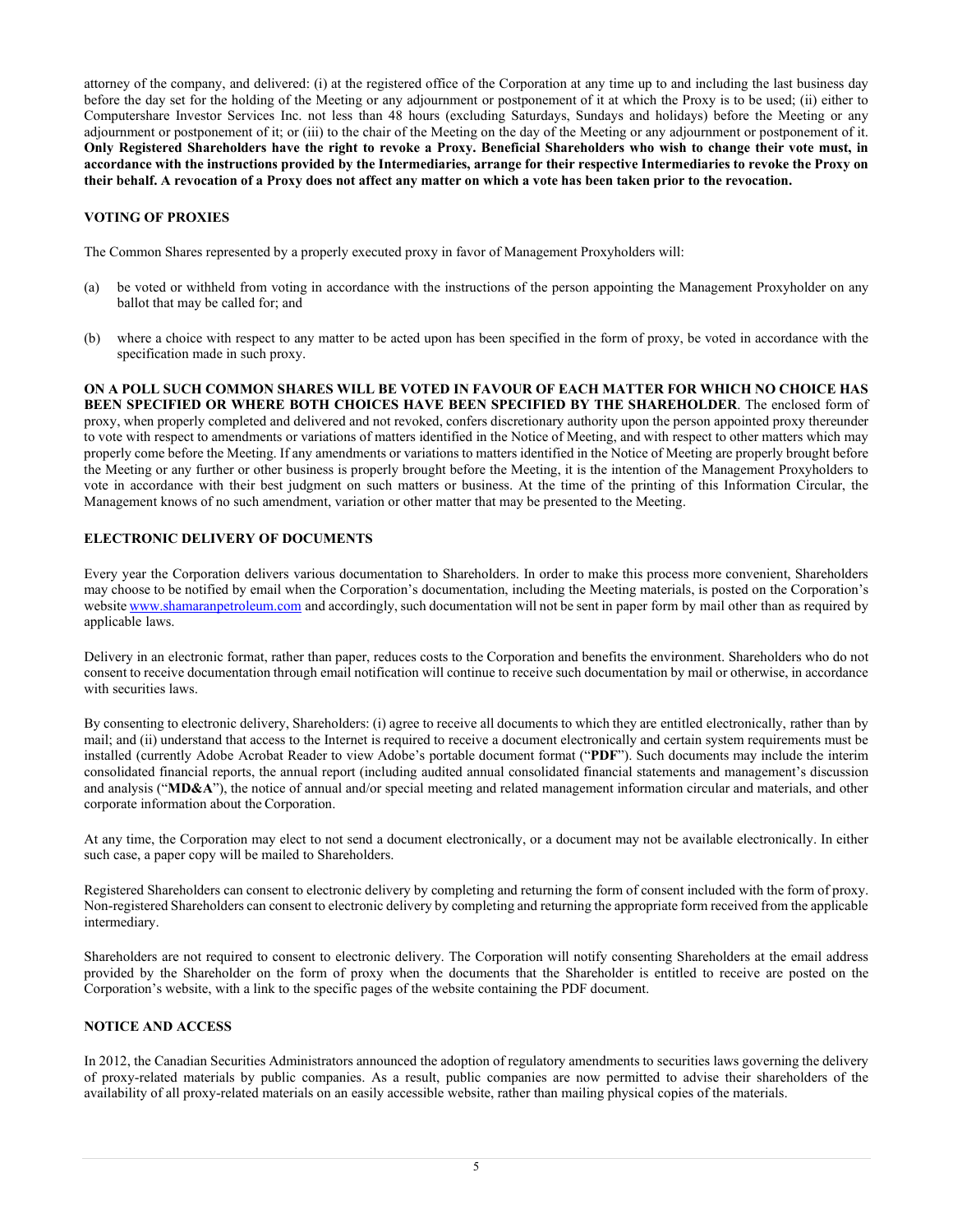attorney of the company, and delivered: (i) at the registered office of the Corporation at any time up to and including the last business day before the day set for the holding of the Meeting or any adjournment or postponement of it at which the Proxy is to be used; (ii) either to Computershare Investor Services Inc. not less than 48 hours (excluding Saturdays, Sundays and holidays) before the Meeting or any adjournment or postponement of it; or (iii) to the chair of the Meeting on the day of the Meeting or any adjournment or postponement of it. **Only Registered Shareholders have the right to revoke a Proxy. Beneficial Shareholders who wish to change their vote must, in accordance with the instructions provided by the Intermediaries, arrange for their respective Intermediaries to revoke the Proxy on their behalf. A revocation of a Proxy does not affect any matter on which a vote has been taken prior to the revocation.**

## VOTING OF PROXIES

The Common Shares represented by a properly executed proxy in favor of Management Proxyholders will:

(a) be voted or withheld from voting in accordance with the instructions of the person appointing the Management Proxyholder on any ballot that may be called for; and

(b) where a choice with respect to any matter to be acted upon has been specified in the form of proxy, be voted in accordance with the specification made in such proxy.

**ON A POLL SUCH COMMON SHARES WILL BE VOTED IN FAVOUR OF EACH MATTER FOR WHICH NO CHOICE HAS BEEN SPECIFIED OR WHERE BOTH CHOICES HAVE BEEN SPECIFIED BY THE SHAREHOLDER**. The enclosed form of proxy, when properly completed and delivered and not revoked, confers discretionary authority upon the person appointed proxy thereunder to vote with respect to amendments or variations of matters identified in the Notice of Meeting, and with respect to other matters which may properly come before the Meeting. If any amendments or variations to matters identified in the Notice of Meeting are properly brought before the Meeting or any further or other business is properly brought before the Meeting, it is the intention of the Management Proxyholders to vote in accordance with their best judgment on such matters or business. At the time of the printing of this Information Circular, the Management knows of no such amendment, variation or other matter that may be presented to the Meeting.

## ELECTRONIC DELIVERY OF DOCUMENTS

Every year the Corporation delivers various documentation to Shareholders. In order to make this process more convenient, Shareholders may choose to be notified by email when the Corporation's documentation, including the Meeting materials, is posted on the Corporation's website www.shamaranpetroleum.com and accordingly, such documentation will not be sent in paper form by mail other than as required by applicable laws.

Delivery in an electronic format, rather than paper, reduces costs to the Corporation and benefits the environment. Shareholders who do not consent to receive documentation through email notification will continue to receive such documentation by mail or otherwise, in accordance with securities laws.

By consenting to electronic delivery, Shareholders: (i) agree to receive all documents to which they are entitled electronically, rather than by mail; and (ii) understand that access to the Internet is required to receive a document electronically and certain system requirements must be installed (currently Adobe Acrobat Reader to view Adobe's portable document format ("**PDF**"). Such documents may include the interim consolidated financial reports, the annual report (including audited annual consolidated financial statements and management's discussion and analysis ("**MD&A**"), the notice of annual and/or special meeting and related management information circular and materials, and other corporate information about the Corporation.

At any time, the Corporation may elect to not send a document electronically, or a document may not be available electronically. In either such case, a paper copy will be mailed to Shareholders.

Registered Shareholders can consent to electronic delivery by completing and returning the form of consent included with the form of proxy. Non-registered Shareholders can consent to electronic delivery by completing and returning the appropriate form received from the applicable intermediary.

Shareholders are not required to consent to electronic delivery. The Corporation will notify consenting Shareholders at the email address provided by the Shareholder on the form of proxy when the documents that the Shareholder is entitled to receive are posted on the Corporation's website, with a link to the specific pages of the website containing the PDF document.

## NOTICE AND ACCESS

In 2012, the Canadian Securities Administrators announced the adoption of regulatory amendments to securities laws governing the delivery of proxy-related materials by public companies. As a result, public companies are now permitted to advise their shareholders of the availability of all proxy-related materials on an easily accessible website, rather than mailing physical copies of the materials.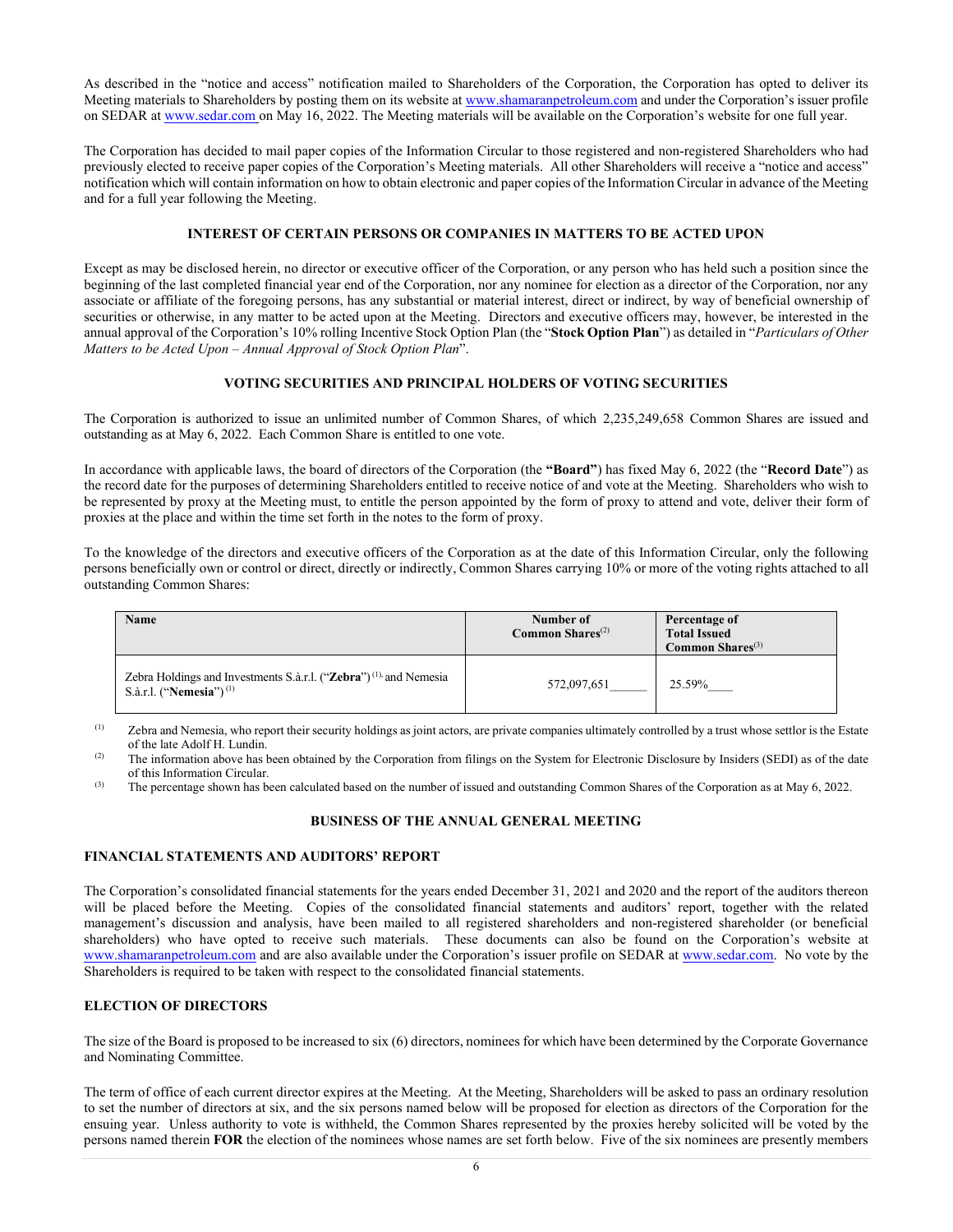As described in the "notice and access" notification mailed to Shareholders of the Corporation, the Corporation has opted to deliver its Meeting materials to Shareholders by posting them on its website at www.shamaranpetroleum.com and under the Corporation's issuer profile on SEDAR at www.sedar.com on May 16, 2022. The Meeting materials will be available on the Corporation's website for one full year.

The Corporation has decided to mail paper copies of the Information Circular to those registered and non-registered Shareholders who had previously elected to receive paper copies of the Corporation's Meeting materials. All other Shareholders will receive a "notice and access" notification which will contain information on how to obtain electronic and paper copies of the Information Circular in advance of the Meeting and for a full year following the Meeting.

## INTEREST OF CERTAIN PERSONS OR COMPANIES IN MATTERS TO BE ACTED UPON

Except as may be disclosed herein, no director or executive officer of the Corporation, or any person who has held such a position since the beginning of the last completed financial year end of the Corporation, nor any nominee for election as a director of the Corporation, nor any associate or affiliate of the foregoing persons, has any substantial or material interest, direct or indirect, by way of beneficial ownership of securities or otherwise, in any matter to be acted upon at the Meeting. Directors and executive officers may, however, be interested in the annual approval of the Corporation's 10% rolling Incentive Stock Option Plan (the "**Stock Option Plan**") as detailed in "*Particulars of Other Matters to be Acted Upon – Annual Approval of Stock Option Plan*".

## VOTING SECURITIES AND PRINCIPAL HOLDERS OF VOTING SECURITIES

The Corporation is authorized to issue an unlimited number of Common Shares, of which 2,235,249,658 Common Shares are issued and outstanding as at May 6, 2022. Each Common Share is entitled to one vote.

In accordance with applicable laws, the board of directors of the Corporation (the **"Board"**) has fixed May 6, 2022 (the "**Record Date**") as the record date for the purposes of determining Shareholders entitled to receive notice of and vote at the Meeting. Shareholders who wish to be represented by proxy at the Meeting must, to entitle the person appointed by the form of proxy to attend and vote, deliver their form of proxies at the place and within the time set forth in the notes to the form of proxy.

To the knowledge of the directors and executive officers of the Corporation as at the date of this Information Circular, only the following persons beneficially own or control or direct, directly or indirectly, Common Shares carrying 10% or more of the voting rights attached to all outstanding Common Shares:

| Name | Number of Common Shares[(2)] | Percentage of Total Issued Common Shares[(3)] |
|---|---|---|
| Zebra Holdings and Investments S.à.r.l. ("**Zebra**")[(1)] and Nemesia S.à.r.l. ("**Nemesia**")[(1)] | 572,097,651 | 25.59% |

(1) Zebra and Nemesia, who report their security holdings as joint actors, are private companies ultimately controlled by a trust whose settlor is the Estate of the late Adolf H. Lundin.

(2) The information above has been obtained by the Corporation from filings on the System for Electronic Disclosure by Insiders (SEDI) as of the date of this Information Circular.

(3) The percentage shown has been calculated based on the number of issued and outstanding Common Shares of the Corporation as at May 6, 2022.

## BUSINESS OF THE ANNUAL GENERAL MEETING

### FINANCIAL STATEMENTS AND AUDITORS' REPORT

The Corporation's consolidated financial statements for the years ended December 31, 2021 and 2020 and the report of the auditors thereon will be placed before the Meeting. Copies of the consolidated financial statements and auditors' report, together with the related management's discussion and analysis, have been mailed to all registered shareholders and non-registered shareholder (or beneficial shareholders) who have opted to receive such materials. These documents can also be found on the Corporation's website at www.shamaranpetroleum.com and are also available under the Corporation's issuer profile on SEDAR at www.sedar.com. No vote by the Shareholders is required to be taken with respect to the consolidated financial statements.

### ELECTION OF DIRECTORS

The size of the Board is proposed to be increased to six (6) directors, nominees for which have been determined by the Corporate Governance and Nominating Committee.

The term of office of each current director expires at the Meeting. At the Meeting, Shareholders will be asked to pass an ordinary resolution to set the number of directors at six, and the six persons named below will be proposed for election as directors of the Corporation for the ensuing year. Unless authority to vote is withheld, the Common Shares represented by the proxies hereby solicited will be voted by the persons named therein **FOR** the election of the nominees whose names are set forth below. Five of the six nominees are presently members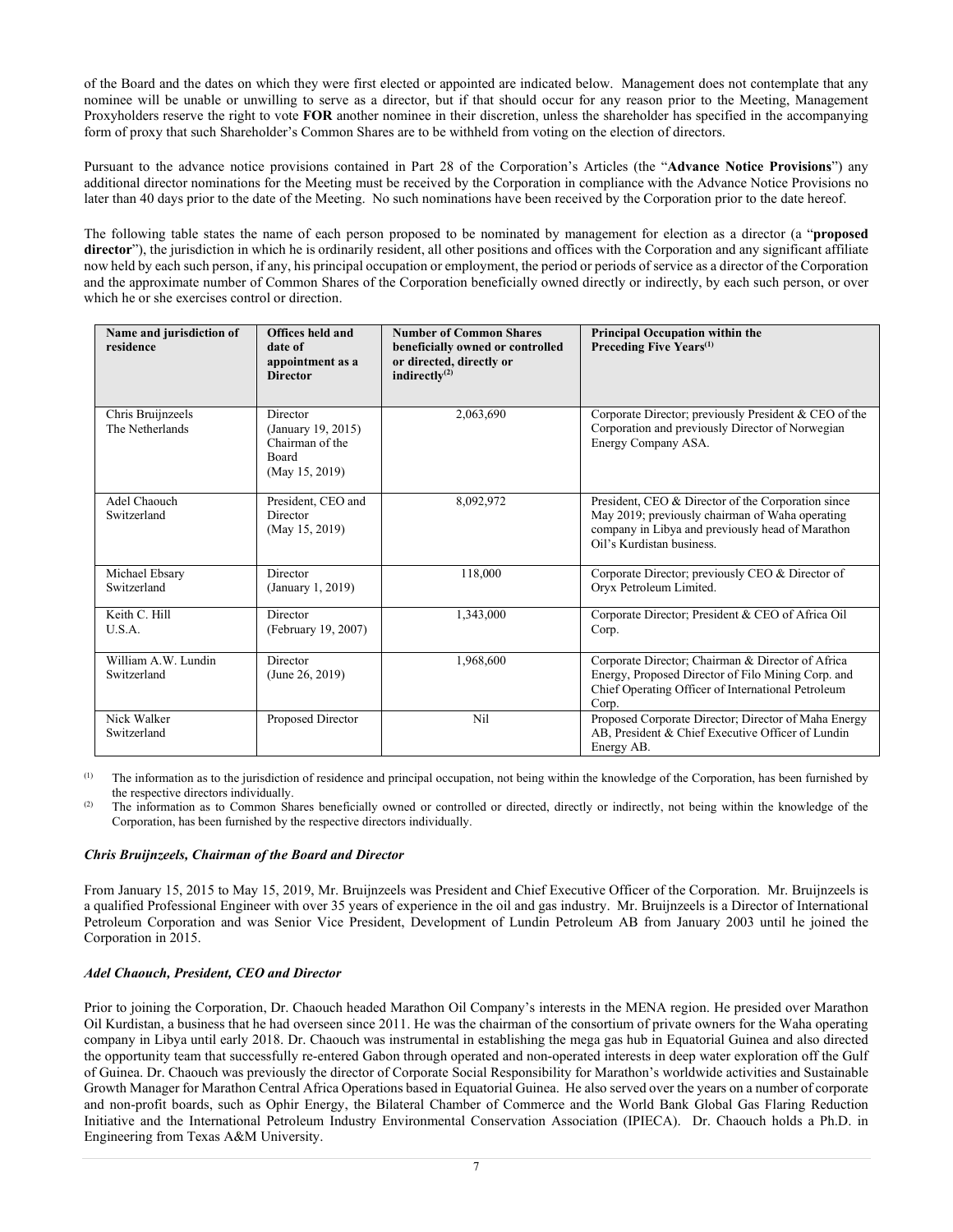of the Board and the dates on which they were first elected or appointed are indicated below. Management does not contemplate that any nominee will be unable or unwilling to serve as a director, but if that should occur for any reason prior to the Meeting, Management Proxyholders reserve the right to vote **FOR** another nominee in their discretion, unless the shareholder has specified in the accompanying form of proxy that such Shareholder's Common Shares are to be withheld from voting on the election of directors.

Pursuant to the advance notice provisions contained in Part 28 of the Corporation's Articles (the "**Advance Notice Provisions**") any additional director nominations for the Meeting must be received by the Corporation in compliance with the Advance Notice Provisions no later than 40 days prior to the date of the Meeting. No such nominations have been received by the Corporation prior to the date hereof.

The following table states the name of each person proposed to be nominated by management for election as a director (a "**proposed director**"), the jurisdiction in which he is ordinarily resident, all other positions and offices with the Corporation and any significant affiliate now held by each such person, if any, his principal occupation or employment, the period or periods of service as a director of the Corporation and the approximate number of Common Shares of the Corporation beneficially owned directly or indirectly, by each such person, or over which he or she exercises control or direction.

| Name and jurisdiction of residence | Offices held and date of appointment as a Director | Number of Common Shares beneficially owned or controlled or directed, directly or indirectly[(2)] | Principal Occupation within the Preceding Five Years[(1)] |
|---|---|---|---|
| Chris Bruijnzeels<br>The Netherlands | Director<br>(January 19, 2015)<br>Chairman of the Board<br>(May 15, 2019) | 2,063,690 | Corporate Director; previously President & CEO of the Corporation and previously Director of Norwegian Energy Company ASA. |
| Adel Chaouch<br>Switzerland | President, CEO and Director<br>(May 15, 2019) | 8,092,972 | President, CEO & Director of the Corporation since May 2019; previously chairman of Waha operating company in Libya and previously head of Marathon Oil's Kurdistan business. |
| Michael Ebsary<br>Switzerland | Director<br>(January 1, 2019) | 118,000 | Corporate Director; previously CEO & Director of Oryx Petroleum Limited. |
| Keith C. Hill<br>U.S.A. | Director<br>(February 19, 2007) | 1,343,000 | Corporate Director; President & CEO of Africa Oil Corp. |
| William A.W. Lundin<br>Switzerland | Director<br>(June 26, 2019) | 1,968,600 | Corporate Director; Chairman & Director of Africa Energy, Proposed Director of Filo Mining Corp. and Chief Operating Officer of International Petroleum Corp. |
| Nick Walker<br>Switzerland | Proposed Director | Nil | Proposed Corporate Director; Director of Maha Energy AB, President & Chief Executive Officer of Lundin Energy AB. |

(1) The information as to the jurisdiction of residence and principal occupation, not being within the knowledge of the Corporation, has been furnished by the respective directors individually.

(2) The information as to Common Shares beneficially owned or controlled or directed, directly or indirectly, not being within the knowledge of the Corporation, has been furnished by the respective directors individually.

***Chris Bruijnzeels, Chairman of the Board and Director***

From January 15, 2015 to May 15, 2019, Mr. Bruijnzeels was President and Chief Executive Officer of the Corporation. Mr. Bruijnzeels is a qualified Professional Engineer with over 35 years of experience in the oil and gas industry. Mr. Bruijnzeels is a Director of International Petroleum Corporation and was Senior Vice President, Development of Lundin Petroleum AB from January 2003 until he joined the Corporation in 2015.

***Adel Chaouch, President, CEO and Director***

Prior to joining the Corporation, Dr. Chaouch headed Marathon Oil Company's interests in the MENA region. He presided over Marathon Oil Kurdistan, a business that he had overseen since 2011. He was the chairman of the consortium of private owners for the Waha operating company in Libya until early 2018. Dr. Chaouch was instrumental in establishing the mega gas hub in Equatorial Guinea and also directed the opportunity team that successfully re-entered Gabon through operated and non-operated interests in deep water exploration off the Gulf of Guinea. Dr. Chaouch was previously the director of Corporate Social Responsibility for Marathon's worldwide activities and Sustainable Growth Manager for Marathon Central Africa Operations based in Equatorial Guinea. He also served over the years on a number of corporate and non-profit boards, such as Ophir Energy, the Bilateral Chamber of Commerce and the World Bank Global Gas Flaring Reduction Initiative and the International Petroleum Industry Environmental Conservation Association (IPIECA). Dr. Chaouch holds a Ph.D. in Engineering from Texas A&M University.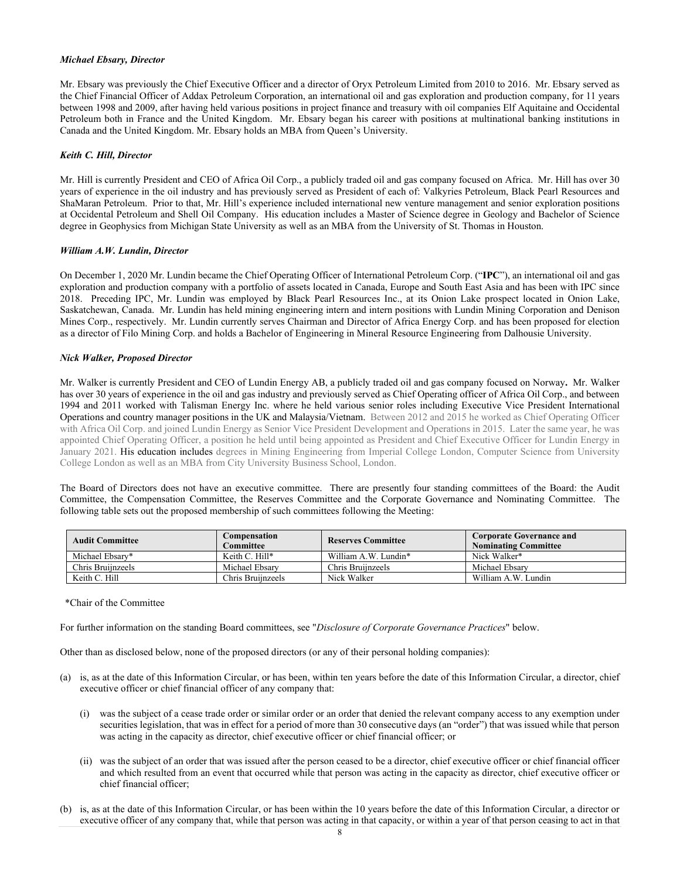***Michael Ebsary, Director***

Mr. Ebsary was previously the Chief Executive Officer and a director of Oryx Petroleum Limited from 2010 to 2016. Mr. Ebsary served as the Chief Financial Officer of Addax Petroleum Corporation, an international oil and gas exploration and production company, for 11 years between 1998 and 2009, after having held various positions in project finance and treasury with oil companies Elf Aquitaine and Occidental Petroleum both in France and the United Kingdom. Mr. Ebsary began his career with positions at multinational banking institutions in Canada and the United Kingdom. Mr. Ebsary holds an MBA from Queen's University.

***Keith C. Hill, Director***

Mr. Hill is currently President and CEO of Africa Oil Corp., a publicly traded oil and gas company focused on Africa. Mr. Hill has over 30 years of experience in the oil industry and has previously served as President of each of: Valkyries Petroleum, Black Pearl Resources and ShaMaran Petroleum. Prior to that, Mr. Hill's experience included international new venture management and senior exploration positions at Occidental Petroleum and Shell Oil Company. His education includes a Master of Science degree in Geology and Bachelor of Science degree in Geophysics from Michigan State University as well as an MBA from the University of St. Thomas in Houston.

***William A.W. Lundin, Director***

On December 1, 2020 Mr. Lundin became the Chief Operating Officer of International Petroleum Corp. ("**IPC**"), an international oil and gas exploration and production company with a portfolio of assets located in Canada, Europe and South East Asia and has been with IPC since 2018. Preceding IPC, Mr. Lundin was employed by Black Pearl Resources Inc., at its Onion Lake prospect located in Onion Lake, Saskatchewan, Canada. Mr. Lundin has held mining engineering intern and intern positions with Lundin Mining Corporation and Denison Mines Corp., respectively. Mr. Lundin currently serves Chairman and Director of Africa Energy Corp. and has been proposed for election as a director of Filo Mining Corp. and holds a Bachelor of Engineering in Mineral Resource Engineering from Dalhousie University.

***Nick Walker, Proposed Director***

Mr. Walker is currently President and CEO of Lundin Energy AB, a publicly traded oil and gas company focused on Norway**.** Mr. Walker has over 30 years of experience in the oil and gas industry and previously served as Chief Operating officer of Africa Oil Corp., and between 1994 and 2011 worked with Talisman Energy Inc. where he held various senior roles including Executive Vice President International Operations and country manager positions in the UK and Malaysia/Vietnam. Between 2012 and 2015 he worked as Chief Operating Officer with Africa Oil Corp. and joined Lundin Energy as Senior Vice President Development and Operations in 2015. Later the same year, he was appointed Chief Operating Officer, a position he held until being appointed as President and Chief Executive Officer for Lundin Energy in January 2021. His education includes degrees in Mining Engineering from Imperial College London, Computer Science from University College London as well as an MBA from City University Business School, London.

The Board of Directors does not have an executive committee. There are presently four standing committees of the Board: the Audit Committee, the Compensation Committee, the Reserves Committee and the Corporate Governance and Nominating Committee. The following table sets out the proposed membership of such committees following the Meeting:

| Audit Committee | Compensation Committee | Reserves Committee | Corporate Governance and Nominating Committee |
|---|---|---|---|
| Michael Ebsary* | Keith C. Hill* | William A.W. Lundin* | Nick Walker* |
| Chris Bruijnzeels | Michael Ebsary | Chris Bruijnzeels | Michael Ebsary |
| Keith C. Hill | Chris Bruijnzeels | Nick Walker | William A.W. Lundin |

*Chair of the Committee

For further information on the standing Board committees, see "*Disclosure of Corporate Governance Practices*" below.

Other than as disclosed below, none of the proposed directors (or any of their personal holding companies):

(a) is, as at the date of this Information Circular, or has been, within ten years before the date of this Information Circular, a director, chief executive officer or chief financial officer of any company that:

   (i) was the subject of a cease trade order or similar order or an order that denied the relevant company access to any exemption under securities legislation, that was in effect for a period of more than 30 consecutive days (an "order") that was issued while that person was acting in the capacity as director, chief executive officer or chief financial officer; or

   (ii) was the subject of an order that was issued after the person ceased to be a director, chief executive officer or chief financial officer and which resulted from an event that occurred while that person was acting in the capacity as director, chief executive officer or chief financial officer;

(b) is, as at the date of this Information Circular, or has been within the 10 years before the date of this Information Circular, a director or executive officer of any company that, while that person was acting in that capacity, or within a year of that person ceasing to act in that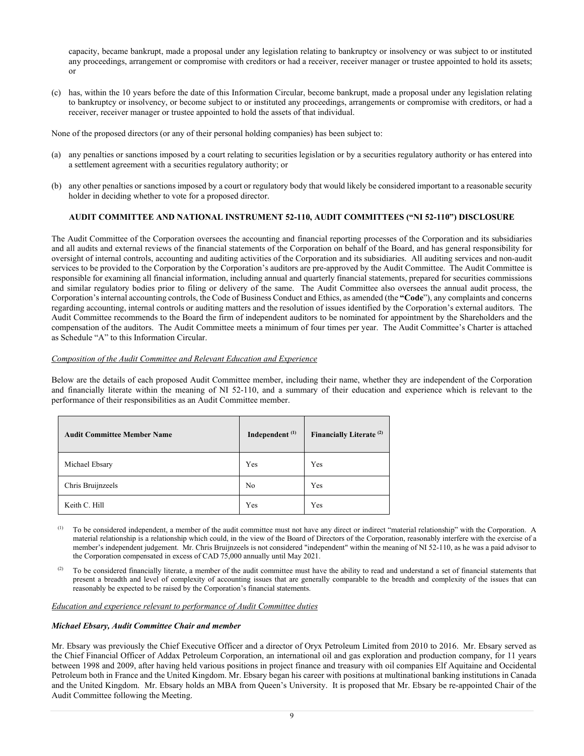capacity, became bankrupt, made a proposal under any legislation relating to bankruptcy or insolvency or was subject to or instituted any proceedings, arrangement or compromise with creditors or had a receiver, receiver manager or trustee appointed to hold its assets; or

(c) has, within the 10 years before the date of this Information Circular, become bankrupt, made a proposal under any legislation relating to bankruptcy or insolvency, or become subject to or instituted any proceedings, arrangements or compromise with creditors, or had a receiver, receiver manager or trustee appointed to hold the assets of that individual.

None of the proposed directors (or any of their personal holding companies) has been subject to:

(a) any penalties or sanctions imposed by a court relating to securities legislation or by a securities regulatory authority or has entered into a settlement agreement with a securities regulatory authority; or

(b) any other penalties or sanctions imposed by a court or regulatory body that would likely be considered important to a reasonable security holder in deciding whether to vote for a proposed director.

## AUDIT COMMITTEE AND NATIONAL INSTRUMENT 52-110, AUDIT COMMITTEES ("NI 52-110") DISCLOSURE

The Audit Committee of the Corporation oversees the accounting and financial reporting processes of the Corporation and its subsidiaries and all audits and external reviews of the financial statements of the Corporation on behalf of the Board, and has general responsibility for oversight of internal controls, accounting and auditing activities of the Corporation and its subsidiaries. All auditing services and non-audit services to be provided to the Corporation by the Corporation's auditors are pre-approved by the Audit Committee. The Audit Committee is responsible for examining all financial information, including annual and quarterly financial statements, prepared for securities commissions and similar regulatory bodies prior to filing or delivery of the same. The Audit Committee also oversees the annual audit process, the Corporation's internal accounting controls, the Code of Business Conduct and Ethics, as amended (the **"Code"**), any complaints and concerns regarding accounting, internal controls or auditing matters and the resolution of issues identified by the Corporation's external auditors. The Audit Committee recommends to the Board the firm of independent auditors to be nominated for appointment by the Shareholders and the compensation of the auditors. The Audit Committee meets a minimum of four times per year. The Audit Committee's Charter is attached as Schedule "A" to this Information Circular.

*Composition of the Audit Committee and Relevant Education and Experience*

Below are the details of each proposed Audit Committee member, including their name, whether they are independent of the Corporation and financially literate within the meaning of NI 52-110, and a summary of their education and experience which is relevant to the performance of their responsibilities as an Audit Committee member.

| Audit Committee Member Name | Independent [(1)] | Financially Literate [(2)] |
|---|---|---|
| Michael Ebsary | Yes | Yes |
| Chris Bruijnzeels | No | Yes |
| Keith C. Hill | Yes | Yes |

(1) To be considered independent, a member of the audit committee must not have any direct or indirect "material relationship" with the Corporation. A material relationship is a relationship which could, in the view of the Board of Directors of the Corporation, reasonably interfere with the exercise of a member's independent judgement. Mr. Chris Bruijnzeels is not considered "independent" within the meaning of NI 52-110, as he was a paid advisor to the Corporation compensated in excess of CAD 75,000 annually until May 2021.

(2) To be considered financially literate, a member of the audit committee must have the ability to read and understand a set of financial statements that present a breadth and level of complexity of accounting issues that are generally comparable to the breadth and complexity of the issues that can reasonably be expected to be raised by the Corporation's financial statements.

*Education and experience relevant to performance of Audit Committee duties*

***Michael Ebsary, Audit Committee Chair and member***

Mr. Ebsary was previously the Chief Executive Officer and a director of Oryx Petroleum Limited from 2010 to 2016. Mr. Ebsary served as the Chief Financial Officer of Addax Petroleum Corporation, an international oil and gas exploration and production company, for 11 years between 1998 and 2009, after having held various positions in project finance and treasury with oil companies Elf Aquitaine and Occidental Petroleum both in France and the United Kingdom. Mr. Ebsary began his career with positions at multinational banking institutions in Canada and the United Kingdom. Mr. Ebsary holds an MBA from Queen's University. It is proposed that Mr. Ebsary be re-appointed Chair of the Audit Committee following the Meeting.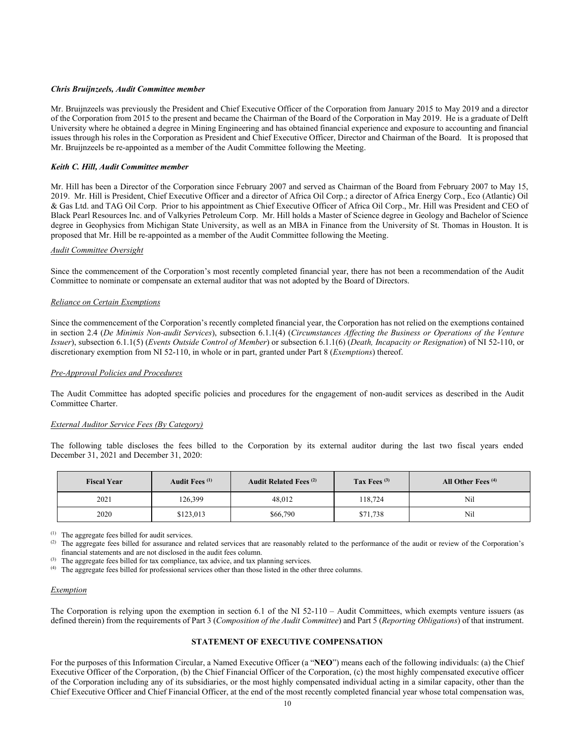***Chris Bruijnzeels, Audit Committee member***

Mr. Bruijnzeels was previously the President and Chief Executive Officer of the Corporation from January 2015 to May 2019 and a director of the Corporation from 2015 to the present and became the Chairman of the Board of the Corporation in May 2019. He is a graduate of Delft University where he obtained a degree in Mining Engineering and has obtained financial experience and exposure to accounting and financial issues through his roles in the Corporation as President and Chief Executive Officer, Director and Chairman of the Board. It is proposed that Mr. Bruijnzeels be re-appointed as a member of the Audit Committee following the Meeting.

***Keith C. Hill, Audit Committee member***

Mr. Hill has been a Director of the Corporation since February 2007 and served as Chairman of the Board from February 2007 to May 15, 2019. Mr. Hill is President, Chief Executive Officer and a director of Africa Oil Corp.; a director of Africa Energy Corp., Eco (Atlantic) Oil & Gas Ltd. and TAG Oil Corp. Prior to his appointment as Chief Executive Officer of Africa Oil Corp., Mr. Hill was President and CEO of Black Pearl Resources Inc. and of Valkyries Petroleum Corp. Mr. Hill holds a Master of Science degree in Geology and Bachelor of Science degree in Geophysics from Michigan State University, as well as an MBA in Finance from the University of St. Thomas in Houston. It is proposed that Mr. Hill be re-appointed as a member of the Audit Committee following the Meeting.

*Audit Committee Oversight*

Since the commencement of the Corporation's most recently completed financial year, there has not been a recommendation of the Audit Committee to nominate or compensate an external auditor that was not adopted by the Board of Directors.

*Reliance on Certain Exemptions*

Since the commencement of the Corporation's recently completed financial year, the Corporation has not relied on the exemptions contained in section 2.4 (*De Minimis Non-audit Services*), subsection 6.1.1(4) (*Circumstances Affecting the Business or Operations of the Venture Issuer*), subsection 6.1.1(5) (*Events Outside Control of Member*) or subsection 6.1.1(6) (*Death, Incapacity or Resignation*) of NI 52-110, or discretionary exemption from NI 52-110, in whole or in part, granted under Part 8 (*Exemptions*) thereof.

*Pre-Approval Policies and Procedures*

The Audit Committee has adopted specific policies and procedures for the engagement of non-audit services as described in the Audit Committee Charter.

*External Auditor Service Fees (By Category)*

The following table discloses the fees billed to the Corporation by its external auditor during the last two fiscal years ended December 31, 2021 and December 31, 2020:

| Fiscal Year | Audit Fees [(1)] | Audit Related Fees [(2)] | Tax Fees [(3)] | All Other Fees [(4)] |
|---|---|---|---|---|
| 2021 | 126,399 | 48,012 | 118,724 | Nil |
| 2020 | $123,013 | $66,790 | $71,738 | Nil |

(1) The aggregate fees billed for audit services.
(2) The aggregate fees billed for assurance and related services that are reasonably related to the performance of the audit or review of the Corporation's financial statements and are not disclosed in the audit fees column.
(3) The aggregate fees billed for tax compliance, tax advice, and tax planning services.
(4) The aggregate fees billed for professional services other than those listed in the other three columns.

*Exemption*

The Corporation is relying upon the exemption in section 6.1 of the NI 52-110 – Audit Committees, which exempts venture issuers (as defined therein) from the requirements of Part 3 (*Composition of the Audit Committee*) and Part 5 (*Reporting Obligations*) of that instrument.

## STATEMENT OF EXECUTIVE COMPENSATION

For the purposes of this Information Circular, a Named Executive Officer (a "**NEO**") means each of the following individuals: (a) the Chief Executive Officer of the Corporation, (b) the Chief Financial Officer of the Corporation, (c) the most highly compensated executive officer of the Corporation including any of its subsidiaries, or the most highly compensated individual acting in a similar capacity, other than the Chief Executive Officer and Chief Financial Officer, at the end of the most recently completed financial year whose total compensation was,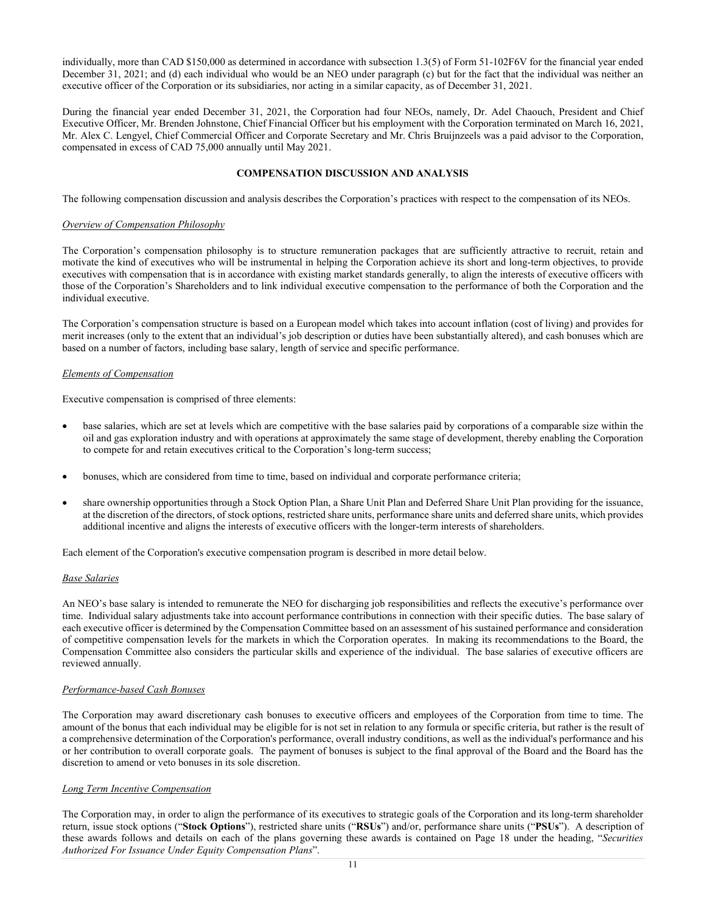individually, more than CAD $150,000 as determined in accordance with subsection 1.3(5) of Form 51-102F6V for the financial year ended December 31, 2021; and (d) each individual who would be an NEO under paragraph (c) but for the fact that the individual was neither an executive officer of the Corporation or its subsidiaries, nor acting in a similar capacity, as of December 31, 2021.

During the financial year ended December 31, 2021, the Corporation had four NEOs, namely, Dr. Adel Chaouch, President and Chief Executive Officer, Mr. Brenden Johnstone, Chief Financial Officer but his employment with the Corporation terminated on March 16, 2021, Mr. Alex C. Lengyel, Chief Commercial Officer and Corporate Secretary and Mr. Chris Bruijnzeels was a paid advisor to the Corporation, compensated in excess of CAD 75,000 annually until May 2021.

## COMPENSATION DISCUSSION AND ANALYSIS

The following compensation discussion and analysis describes the Corporation's practices with respect to the compensation of its NEOs.

*Overview of Compensation Philosophy*

The Corporation's compensation philosophy is to structure remuneration packages that are sufficiently attractive to recruit, retain and motivate the kind of executives who will be instrumental in helping the Corporation achieve its short and long-term objectives, to provide executives with compensation that is in accordance with existing market standards generally, to align the interests of executive officers with those of the Corporation's Shareholders and to link individual executive compensation to the performance of both the Corporation and the individual executive.

The Corporation's compensation structure is based on a European model which takes into account inflation (cost of living) and provides for merit increases (only to the extent that an individual's job description or duties have been substantially altered), and cash bonuses which are based on a number of factors, including base salary, length of service and specific performance.

*Elements of Compensation*

Executive compensation is comprised of three elements:

- base salaries, which are set at levels which are competitive with the base salaries paid by corporations of a comparable size within the oil and gas exploration industry and with operations at approximately the same stage of development, thereby enabling the Corporation to compete for and retain executives critical to the Corporation's long-term success;
- bonuses, which are considered from time to time, based on individual and corporate performance criteria;
- share ownership opportunities through a Stock Option Plan, a Share Unit Plan and Deferred Share Unit Plan providing for the issuance, at the discretion of the directors, of stock options, restricted share units, performance share units and deferred share units, which provides additional incentive and aligns the interests of executive officers with the longer-term interests of shareholders.

Each element of the Corporation's executive compensation program is described in more detail below.

*Base Salaries*

An NEO's base salary is intended to remunerate the NEO for discharging job responsibilities and reflects the executive's performance over time. Individual salary adjustments take into account performance contributions in connection with their specific duties. The base salary of each executive officer is determined by the Compensation Committee based on an assessment of his sustained performance and consideration of competitive compensation levels for the markets in which the Corporation operates. In making its recommendations to the Board, the Compensation Committee also considers the particular skills and experience of the individual. The base salaries of executive officers are reviewed annually.

*Performance-based Cash Bonuses*

The Corporation may award discretionary cash bonuses to executive officers and employees of the Corporation from time to time. The amount of the bonus that each individual may be eligible for is not set in relation to any formula or specific criteria, but rather is the result of a comprehensive determination of the Corporation's performance, overall industry conditions, as well as the individual's performance and his or her contribution to overall corporate goals. The payment of bonuses is subject to the final approval of the Board and the Board has the discretion to amend or veto bonuses in its sole discretion.

*Long Term Incentive Compensation*

The Corporation may, in order to align the performance of its executives to strategic goals of the Corporation and its long-term shareholder return, issue stock options ("**Stock Options**"), restricted share units ("**RSUs**") and/or, performance share units ("**PSUs**"). A description of these awards follows and details on each of the plans governing these awards is contained on Page 18 under the heading, "*Securities Authorized For Issuance Under Equity Compensation Plans*".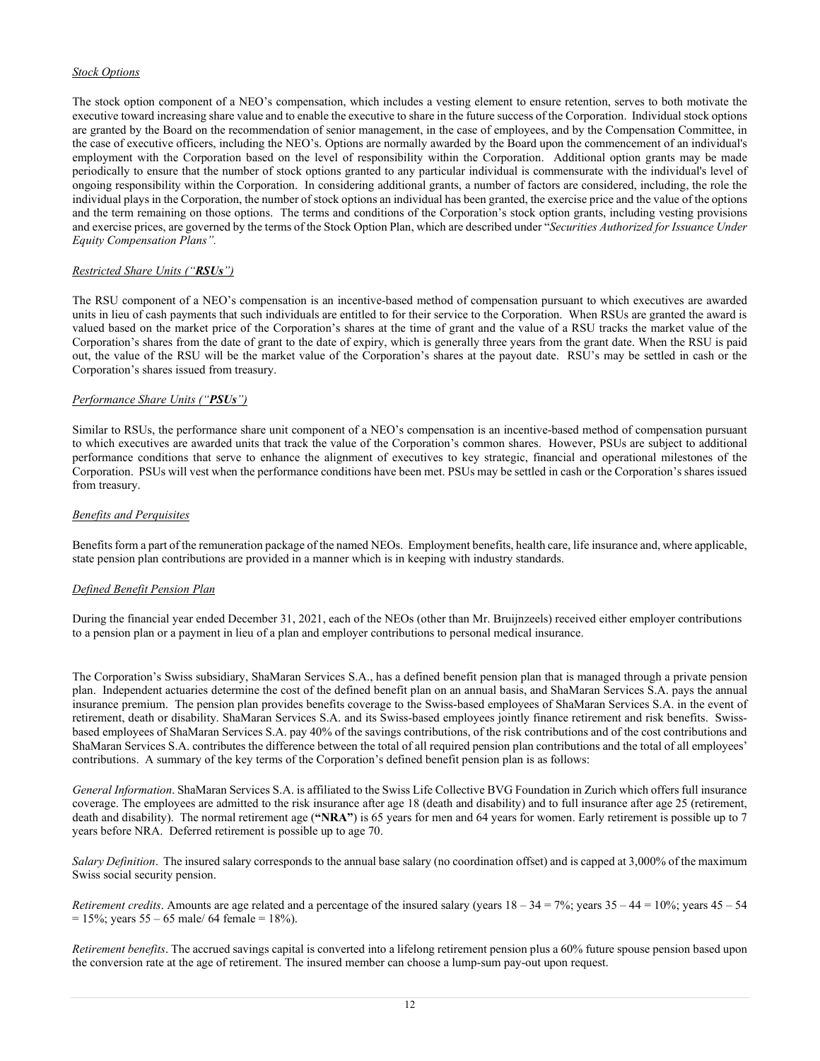*Stock Options*

The stock option component of a NEO's compensation, which includes a vesting element to ensure retention, serves to both motivate the executive toward increasing share value and to enable the executive to share in the future success of the Corporation. Individual stock options are granted by the Board on the recommendation of senior management, in the case of employees, and by the Compensation Committee, in the case of executive officers, including the NEO's. Options are normally awarded by the Board upon the commencement of an individual's employment with the Corporation based on the level of responsibility within the Corporation. Additional option grants may be made periodically to ensure that the number of stock options granted to any particular individual is commensurate with the individual's level of ongoing responsibility within the Corporation. In considering additional grants, a number of factors are considered, including, the role the individual plays in the Corporation, the number of stock options an individual has been granted, the exercise price and the value of the options and the term remaining on those options. The terms and conditions of the Corporation's stock option grants, including vesting provisions and exercise prices, are governed by the terms of the Stock Option Plan, which are described under "*Securities Authorized for Issuance Under Equity Compensation Plans".*

*Restricted Share Units ("**RSUs**")*

The RSU component of a NEO's compensation is an incentive-based method of compensation pursuant to which executives are awarded units in lieu of cash payments that such individuals are entitled to for their service to the Corporation. When RSUs are granted the award is valued based on the market price of the Corporation's shares at the time of grant and the value of a RSU tracks the market value of the Corporation's shares from the date of grant to the date of expiry, which is generally three years from the grant date. When the RSU is paid out, the value of the RSU will be the market value of the Corporation's shares at the payout date. RSU's may be settled in cash or the Corporation's shares issued from treasury.

*Performance Share Units ("**PSUs**")*

Similar to RSUs, the performance share unit component of a NEO's compensation is an incentive-based method of compensation pursuant to which executives are awarded units that track the value of the Corporation's common shares. However, PSUs are subject to additional performance conditions that serve to enhance the alignment of executives to key strategic, financial and operational milestones of the Corporation. PSUs will vest when the performance conditions have been met. PSUs may be settled in cash or the Corporation's shares issued from treasury.

*Benefits and Perquisites*

Benefits form a part of the remuneration package of the named NEOs. Employment benefits, health care, life insurance and, where applicable, state pension plan contributions are provided in a manner which is in keeping with industry standards.

*Defined Benefit Pension Plan*

During the financial year ended December 31, 2021, each of the NEOs (other than Mr. Bruijnzeels) received either employer contributions to a pension plan or a payment in lieu of a plan and employer contributions to personal medical insurance.

The Corporation's Swiss subsidiary, ShaMaran Services S.A., has a defined benefit pension plan that is managed through a private pension plan. Independent actuaries determine the cost of the defined benefit plan on an annual basis, and ShaMaran Services S.A. pays the annual insurance premium. The pension plan provides benefits coverage to the Swiss-based employees of ShaMaran Services S.A. in the event of retirement, death or disability. ShaMaran Services S.A. and its Swiss-based employees jointly finance retirement and risk benefits. Swiss-based employees of ShaMaran Services S.A. pay 40% of the savings contributions, of the risk contributions and of the cost contributions and ShaMaran Services S.A. contributes the difference between the total of all required pension plan contributions and the total of all employees' contributions. A summary of the key terms of the Corporation's defined benefit pension plan is as follows:

*General Information*. ShaMaran Services S.A. is affiliated to the Swiss Life Collective BVG Foundation in Zurich which offers full insurance coverage. The employees are admitted to the risk insurance after age 18 (death and disability) and to full insurance after age 25 (retirement, death and disability). The normal retirement age (**"NRA"**) is 65 years for men and 64 years for women. Early retirement is possible up to 7 years before NRA. Deferred retirement is possible up to age 70.

*Salary Definition*. The insured salary corresponds to the annual base salary (no coordination offset) and is capped at 3,000% of the maximum Swiss social security pension.

*Retirement credits*. Amounts are age related and a percentage of the insured salary (years 18 – 34 = 7%; years 35 – 44 = 10%; years 45 – 54 = 15%; years 55 – 65 male/ 64 female = 18%).

*Retirement benefits*. The accrued savings capital is converted into a lifelong retirement pension plus a 60% future spouse pension based upon the conversion rate at the age of retirement. The insured member can choose a lump-sum pay-out upon request.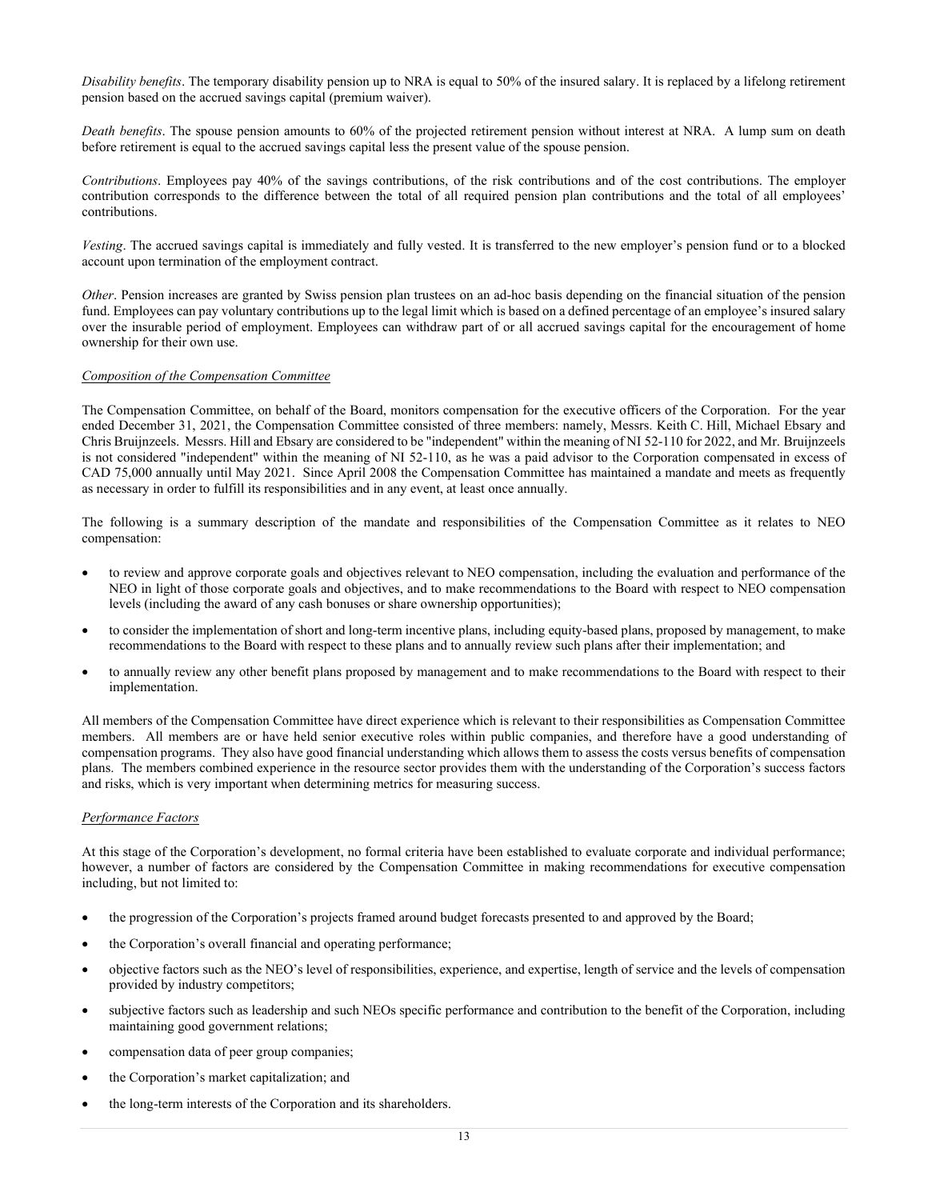*Disability benefits*. The temporary disability pension up to NRA is equal to 50% of the insured salary. It is replaced by a lifelong retirement pension based on the accrued savings capital (premium waiver).

*Death benefits*. The spouse pension amounts to 60% of the projected retirement pension without interest at NRA. A lump sum on death before retirement is equal to the accrued savings capital less the present value of the spouse pension.

*Contributions*. Employees pay 40% of the savings contributions, of the risk contributions and of the cost contributions. The employer contribution corresponds to the difference between the total of all required pension plan contributions and the total of all employees' contributions.

*Vesting*. The accrued savings capital is immediately and fully vested. It is transferred to the new employer's pension fund or to a blocked account upon termination of the employment contract.

*Other*. Pension increases are granted by Swiss pension plan trustees on an ad-hoc basis depending on the financial situation of the pension fund. Employees can pay voluntary contributions up to the legal limit which is based on a defined percentage of an employee's insured salary over the insurable period of employment. Employees can withdraw part of or all accrued savings capital for the encouragement of home ownership for their own use.

*Composition of the Compensation Committee*

The Compensation Committee, on behalf of the Board, monitors compensation for the executive officers of the Corporation. For the year ended December 31, 2021, the Compensation Committee consisted of three members: namely, Messrs. Keith C. Hill, Michael Ebsary and Chris Bruijnzeels. Messrs. Hill and Ebsary are considered to be "independent" within the meaning of NI 52-110 for 2022, and Mr. Bruijnzeels is not considered "independent" within the meaning of NI 52-110, as he was a paid advisor to the Corporation compensated in excess of CAD 75,000 annually until May 2021. Since April 2008 the Compensation Committee has maintained a mandate and meets as frequently as necessary in order to fulfill its responsibilities and in any event, at least once annually.

The following is a summary description of the mandate and responsibilities of the Compensation Committee as it relates to NEO compensation:

- to review and approve corporate goals and objectives relevant to NEO compensation, including the evaluation and performance of the NEO in light of those corporate goals and objectives, and to make recommendations to the Board with respect to NEO compensation levels (including the award of any cash bonuses or share ownership opportunities);
- to consider the implementation of short and long-term incentive plans, including equity-based plans, proposed by management, to make recommendations to the Board with respect to these plans and to annually review such plans after their implementation; and
- to annually review any other benefit plans proposed by management and to make recommendations to the Board with respect to their implementation.

All members of the Compensation Committee have direct experience which is relevant to their responsibilities as Compensation Committee members. All members are or have held senior executive roles within public companies, and therefore have a good understanding of compensation programs. They also have good financial understanding which allows them to assess the costs versus benefits of compensation plans. The members combined experience in the resource sector provides them with the understanding of the Corporation's success factors and risks, which is very important when determining metrics for measuring success.

*Performance Factors*

At this stage of the Corporation's development, no formal criteria have been established to evaluate corporate and individual performance; however, a number of factors are considered by the Compensation Committee in making recommendations for executive compensation including, but not limited to:

- the progression of the Corporation's projects framed around budget forecasts presented to and approved by the Board;
- the Corporation's overall financial and operating performance;
- objective factors such as the NEO's level of responsibilities, experience, and expertise, length of service and the levels of compensation provided by industry competitors;
- subjective factors such as leadership and such NEOs specific performance and contribution to the benefit of the Corporation, including maintaining good government relations;
- compensation data of peer group companies;
- the Corporation's market capitalization; and
- the long-term interests of the Corporation and its shareholders.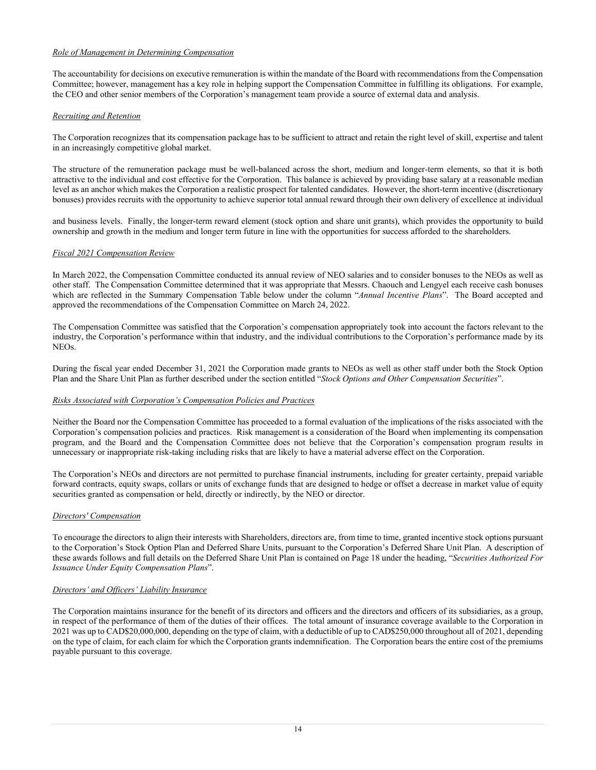*Role of Management in Determining Compensation*

The accountability for decisions on executive remuneration is within the mandate of the Board with recommendations from the Compensation Committee; however, management has a key role in helping support the Compensation Committee in fulfilling its obligations. For example, the CEO and other senior members of the Corporation's management team provide a source of external data and analysis.

*Recruiting and Retention*

The Corporation recognizes that its compensation package has to be sufficient to attract and retain the right level of skill, expertise and talent in an increasingly competitive global market.

The structure of the remuneration package must be well-balanced across the short, medium and longer-term elements, so that it is both attractive to the individual and cost effective for the Corporation. This balance is achieved by providing base salary at a reasonable median level as an anchor which makes the Corporation a realistic prospect for talented candidates. However, the short-term incentive (discretionary bonuses) provides recruits with the opportunity to achieve superior total annual reward through their own delivery of excellence at individual and business levels. Finally, the longer-term reward element (stock option and share unit grants), which provides the opportunity to build ownership and growth in the medium and longer term future in line with the opportunities for success afforded to the shareholders.

*Fiscal 2021 Compensation Review*

In March 2022, the Compensation Committee conducted its annual review of NEO salaries and to consider bonuses to the NEOs as well as other staff. The Compensation Committee determined that it was appropriate that Messrs. Chaouch and Lengyel each receive cash bonuses which are reflected in the Summary Compensation Table below under the column "*Annual Incentive Plans*". The Board accepted and approved the recommendations of the Compensation Committee on March 24, 2022.

The Compensation Committee was satisfied that the Corporation's compensation appropriately took into account the factors relevant to the industry, the Corporation's performance within that industry, and the individual contributions to the Corporation's performance made by its NEOs.

During the fiscal year ended December 31, 2021 the Corporation made grants to NEOs as well as other staff under both the Stock Option Plan and the Share Unit Plan as further described under the section entitled "*Stock Options and Other Compensation Securities*".

*Risks Associated with Corporation's Compensation Policies and Practices*

Neither the Board nor the Compensation Committee has proceeded to a formal evaluation of the implications of the risks associated with the Corporation's compensation policies and practices. Risk management is a consideration of the Board when implementing its compensation program, and the Board and the Compensation Committee does not believe that the Corporation's compensation program results in unnecessary or inappropriate risk-taking including risks that are likely to have a material adverse effect on the Corporation.

The Corporation's NEOs and directors are not permitted to purchase financial instruments, including for greater certainty, prepaid variable forward contracts, equity swaps, collars or units of exchange funds that are designed to hedge or offset a decrease in market value of equity securities granted as compensation or held, directly or indirectly, by the NEO or director.

*Directors' Compensation*

To encourage the directors to align their interests with Shareholders, directors are, from time to time, granted incentive stock options pursuant to the Corporation's Stock Option Plan and Deferred Share Units, pursuant to the Corporation's Deferred Share Unit Plan. A description of these awards follows and full details on the Deferred Share Unit Plan is contained on Page 18 under the heading, "*Securities Authorized For Issuance Under Equity Compensation Plans*".

*Directors' and Officers' Liability Insurance*

The Corporation maintains insurance for the benefit of its directors and officers and the directors and officers of its subsidiaries, as a group, in respect of the performance of them of the duties of their offices. The total amount of insurance coverage available to the Corporation in 2021 was up to CAD$20,000,000, depending on the type of claim, with a deductible of up to CAD$250,000 throughout all of 2021, depending on the type of claim, for each claim for which the Corporation grants indemnification. The Corporation bears the entire cost of the premiums payable pursuant to this coverage.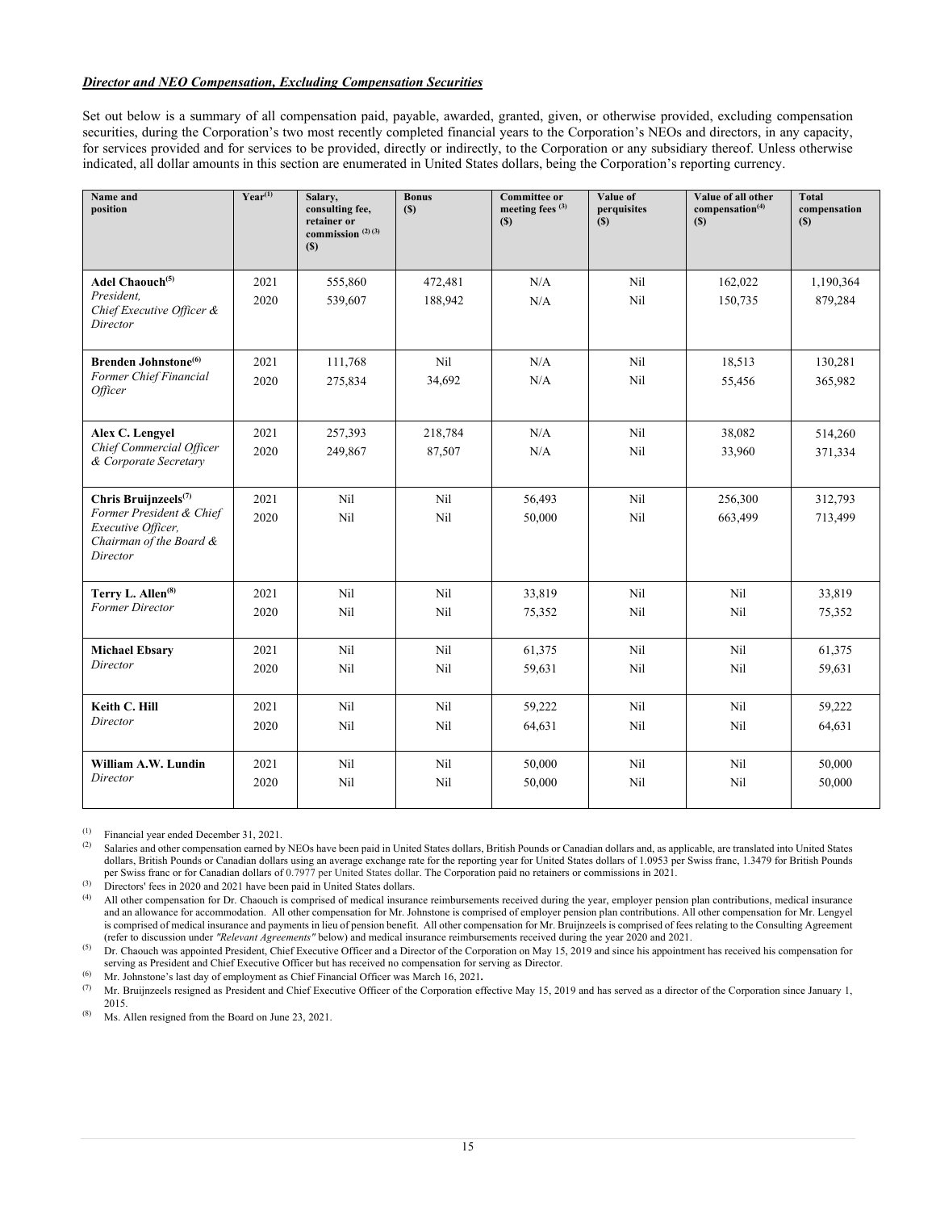***Director and NEO Compensation, Excluding Compensation Securities***

Set out below is a summary of all compensation paid, payable, awarded, granted, given, or otherwise provided, excluding compensation securities, during the Corporation's two most recently completed financial years to the Corporation's NEOs and directors, in any capacity, for services provided and for services to be provided, directly or indirectly, to the Corporation or any subsidiary thereof. Unless otherwise indicated, all dollar amounts in this section are enumerated in United States dollars, being the Corporation's reporting currency.

| Name and position | Year[(1)] | Salary, consulting fee, retainer or commission [(2)(3)] ($) | Bonus ($) | Committee or meeting fees [(3)] ($) | Value of perquisites ($) | Value of all other compensation[(4)] ($) | Total compensation ($) |
|---|---|---|---|---|---|---|---|
| **Adel Chaouch[(5)]** *President, Chief Executive Officer & Director* | 2021<br>2020 | 555,860<br>539,607 | 472,481<br>188,942 | N/A<br>N/A | Nil<br>Nil | 162,022<br>150,735 | 1,190,364<br>879,284 |
| **Brenden Johnstone[(6)]** *Former Chief Financial Officer* | 2021<br>2020 | 111,768<br>275,834 | Nil<br>34,692 | N/A<br>N/A | Nil<br>Nil | 18,513<br>55,456 | 130,281<br>365,982 |
| **Alex C. Lengyel** *Chief Commercial Officer & Corporate Secretary* | 2021<br>2020 | 257,393<br>249,867 | 218,784<br>87,507 | N/A<br>N/A | Nil<br>Nil | 38,082<br>33,960 | 514,260<br>371,334 |
| **Chris Bruijnzeels[(7)]** *Former President & Chief Executive Officer, Chairman of the Board & Director* | 2021<br>2020 | Nil<br>Nil | Nil<br>Nil | 56,493<br>50,000 | Nil<br>Nil | 256,300<br>663,499 | 312,793<br>713,499 |
| **Terry L. Allen[(8)]** *Former Director* | 2021<br>2020 | Nil<br>Nil | Nil<br>Nil | 33,819<br>75,352 | Nil<br>Nil | Nil<br>Nil | 33,819<br>75,352 |
| **Michael Ebsary** *Director* | 2021<br>2020 | Nil<br>Nil | Nil<br>Nil | 61,375<br>59,631 | Nil<br>Nil | Nil<br>Nil | 61,375<br>59,631 |
| **Keith C. Hill** *Director* | 2021<br>2020 | Nil<br>Nil | Nil<br>Nil | 59,222<br>64,631 | Nil<br>Nil | Nil<br>Nil | 59,222<br>64,631 |
| **William A.W. Lundin** *Director* | 2021<br>2020 | Nil<br>Nil | Nil<br>Nil | 50,000<br>50,000 | Nil<br>Nil | Nil<br>Nil | 50,000<br>50,000 |

(1) Financial year ended December 31, 2021.

(2) Salaries and other compensation earned by NEOs have been paid in United States dollars, British Pounds or Canadian dollars and, as applicable, are translated into United States dollars, British Pounds or Canadian dollars using an average exchange rate for the reporting year for United States dollars of 1.0953 per Swiss franc, 1.3479 for British Pounds per Swiss franc or for Canadian dollars of 0.7977 per United States dollar. The Corporation paid no retainers or commissions in 2021.

(3) Directors' fees in 2020 and 2021 have been paid in United States dollars.

(4) All other compensation for Dr. Chaouch is comprised of medical insurance reimbursements received during the year, employer pension plan contributions, medical insurance and an allowance for accommodation. All other compensation for Mr. Johnstone is comprised of employer pension plan contributions. All other compensation for Mr. Lengyel is comprised of medical insurance and payments in lieu of pension benefit. All other compensation for Mr. Bruijnzeels is comprised of fees relating to the Consulting Agreement (refer to discussion under *"Relevant Agreements"* below) and medical insurance reimbursements received during the year 2020 and 2021.

(5) Dr. Chaouch was appointed President, Chief Executive Officer and a Director of the Corporation on May 15, 2019 and since his appointment has received his compensation for serving as President and Chief Executive Officer but has received no compensation for serving as Director.

(6) Mr. Johnstone's last day of employment as Chief Financial Officer was March 16, 2021**.**

(7) Mr. Bruijnzeels resigned as President and Chief Executive Officer of the Corporation effective May 15, 2019 and has served as a director of the Corporation since January 1, 2015.

(8) Ms. Allen resigned from the Board on June 23, 2021.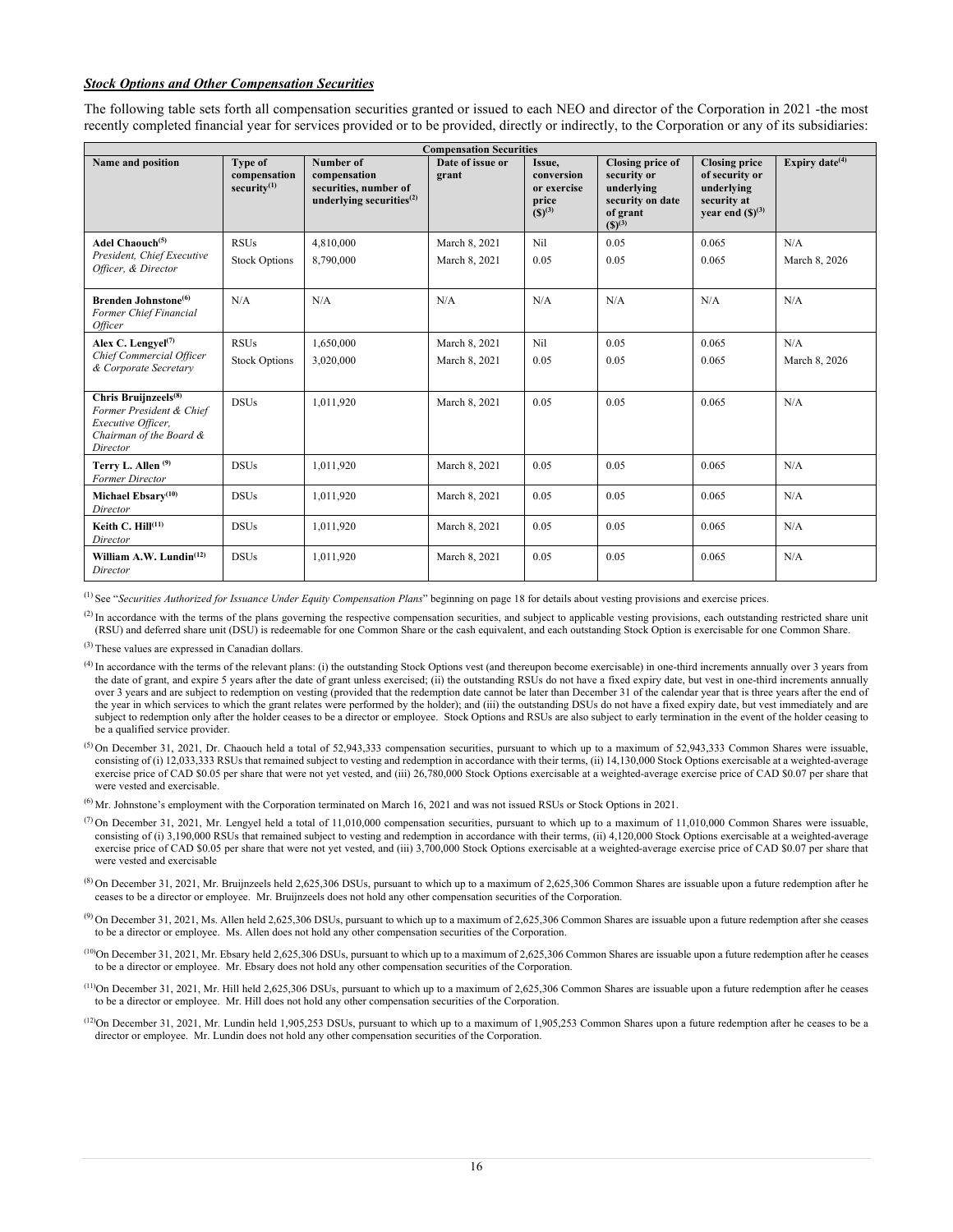***Stock Options and Other Compensation Securities***

The following table sets forth all compensation securities granted or issued to each NEO and director of the Corporation in 2021 -the most recently completed financial year for services provided or to be provided, directly or indirectly, to the Corporation or any of its subsidiaries:

| Compensation Securities | | | | | | | |
|---|---|---|---|---|---|---|---|
| **Name and position** | **Type of compensation security[1]** | **Number of compensation securities, number of underlying securities[2]** | **Date of issue or grant** | **Issue, conversion or exercise price (\$)[3]** | **Closing price of security or underlying security on date of grant (\$)[3]** | **Closing price of security or underlying security at year end (\$)[3]** | **Expiry date[4]** |
| **Adel Chaouch[5]** *President, Chief Executive Officer, & Director* | RSUs<br>Stock Options | 4,810,000<br>8,790,000 | March 8, 2021<br>March 8, 2021 | Nil<br>0.05 | 0.05<br>0.05 | 0.065<br>0.065 | N/A<br>March 8, 2026 |
| **Brenden Johnstone[6]** *Former Chief Financial Officer* | N/A | N/A | N/A | N/A | N/A | N/A | N/A |
| **Alex C. Lengyel[7]** *Chief Commercial Officer & Corporate Secretary* | RSUs<br>Stock Options | 1,650,000<br>3,020,000 | March 8, 2021<br>March 8, 2021 | Nil<br>0.05 | 0.05<br>0.05 | 0.065<br>0.065 | N/A<br>March 8, 2026 |
| **Chris Bruijnzeels[8]** *Former President & Chief Executive Officer, Chairman of the Board & Director* | DSUs | 1,011,920 | March 8, 2021 | 0.05 | 0.05 | 0.065 | N/A |
| **Terry L. Allen [9]** *Former Director* | DSUs | 1,011,920 | March 8, 2021 | 0.05 | 0.05 | 0.065 | N/A |
| **Michael Ebsary[10]** *Director* | DSUs | 1,011,920 | March 8, 2021 | 0.05 | 0.05 | 0.065 | N/A |
| **Keith C. Hill[11]** *Director* | DSUs | 1,011,920 | March 8, 2021 | 0.05 | 0.05 | 0.065 | N/A |
| **William A.W. Lundin[12]** *Director* | DSUs | 1,011,920 | March 8, 2021 | 0.05 | 0.05 | 0.065 | N/A |

[1] See "*Securities Authorized for Issuance Under Equity Compensation Plans*" beginning on page 18 for details about vesting provisions and exercise prices.

[2] In accordance with the terms of the plans governing the respective compensation securities, and subject to applicable vesting provisions, each outstanding restricted share unit (RSU) and deferred share unit (DSU) is redeemable for one Common Share or the cash equivalent, and each outstanding Stock Option is exercisable for one Common Share.

[3] These values are expressed in Canadian dollars.

[4] In accordance with the terms of the relevant plans: (i) the outstanding Stock Options vest (and thereupon become exercisable) in one-third increments annually over 3 years from the date of grant, and expire 5 years after the date of grant unless exercised; (ii) the outstanding RSUs do not have a fixed expiry date, but vest in one-third increments annually over 3 years and are subject to redemption on vesting (provided that the redemption date cannot be later than December 31 of the calendar year that is three years after the end of the year in which services to which the grant relates were performed by the holder); and (iii) the outstanding DSUs do not have a fixed expiry date, but vest immediately and are subject to redemption only after the holder ceases to be a director or employee. Stock Options and RSUs are also subject to early termination in the event of the holder ceasing to be a qualified service provider.

[5] On December 31, 2021, Dr. Chaouch held a total of 52,943,333 compensation securities, pursuant to which up to a maximum of 52,943,333 Common Shares were issuable, consisting of (i) 12,033,333 RSUs that remained subject to vesting and redemption in accordance with their terms, (ii) 14,130,000 Stock Options exercisable at a weighted-average exercise price of CAD \$0.05 per share that were not yet vested, and (iii) 26,780,000 Stock Options exercisable at a weighted-average exercise price of CAD \$0.07 per share that were vested and exercisable.

[6] Mr. Johnstone's employment with the Corporation terminated on March 16, 2021 and was not issued RSUs or Stock Options in 2021.

[7] On December 31, 2021, Mr. Lengyel held a total of 11,010,000 compensation securities, pursuant to which up to a maximum of 11,010,000 Common Shares were issuable, consisting of (i) 3,190,000 RSUs that remained subject to vesting and redemption in accordance with their terms, (ii) 4,120,000 Stock Options exercisable at a weighted-average exercise price of CAD \$0.05 per share that were not yet vested, and (iii) 3,700,000 Stock Options exercisable at a weighted-average exercise price of CAD \$0.07 per share that were vested and exercisable

[8] On December 31, 2021, Mr. Bruijnzeels held 2,625,306 DSUs, pursuant to which up to a maximum of 2,625,306 Common Shares are issuable upon a future redemption after he ceases to be a director or employee. Mr. Bruijnzeels does not hold any other compensation securities of the Corporation.

[9] On December 31, 2021, Ms. Allen held 2,625,306 DSUs, pursuant to which up to a maximum of 2,625,306 Common Shares are issuable upon a future redemption after she ceases to be a director or employee. Ms. Allen does not hold any other compensation securities of the Corporation.

[10] On December 31, 2021, Mr. Ebsary held 2,625,306 DSUs, pursuant to which up to a maximum of 2,625,306 Common Shares are issuable upon a future redemption after he ceases to be a director or employee. Mr. Ebsary does not hold any other compensation securities of the Corporation.

[11] On December 31, 2021, Mr. Hill held 2,625,306 DSUs, pursuant to which up to a maximum of 2,625,306 Common Shares are issuable upon a future redemption after he ceases to be a director or employee. Mr. Hill does not hold any other compensation securities of the Corporation.

[12] On December 31, 2021, Mr. Lundin held 1,905,253 DSUs, pursuant to which up to a maximum of 1,905,253 Common Shares upon a future redemption after he ceases to be a director or employee. Mr. Lundin does not hold any other compensation securities of the Corporation.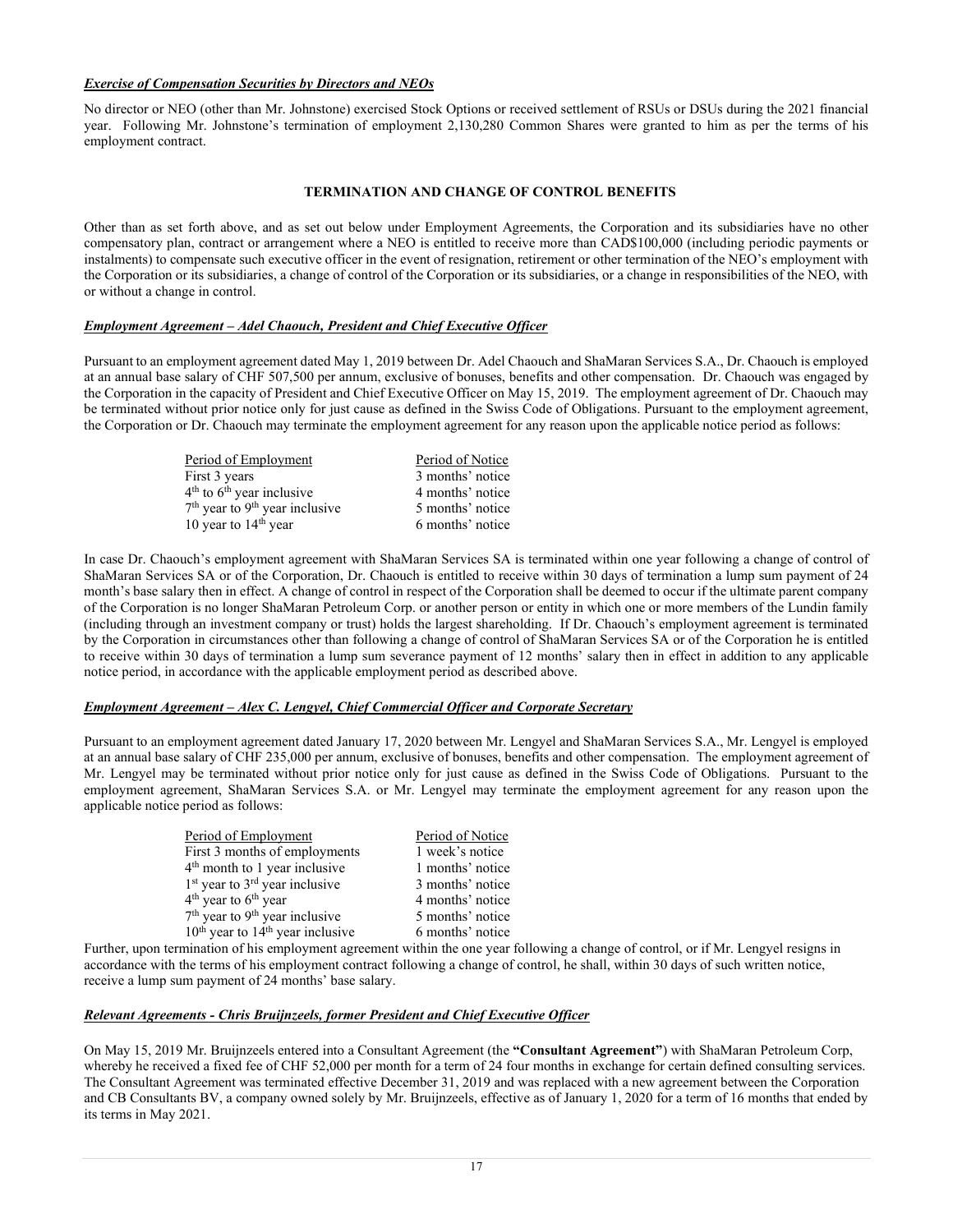***Exercise of Compensation Securities by Directors and NEOs***

No director or NEO (other than Mr. Johnstone) exercised Stock Options or received settlement of RSUs or DSUs during the 2021 financial year. Following Mr. Johnstone's termination of employment 2,130,280 Common Shares were granted to him as per the terms of his employment contract.

## TERMINATION AND CHANGE OF CONTROL BENEFITS

Other than as set forth above, and as set out below under Employment Agreements, the Corporation and its subsidiaries have no other compensatory plan, contract or arrangement where a NEO is entitled to receive more than CAD$100,000 (including periodic payments or instalments) to compensate such executive officer in the event of resignation, retirement or other termination of the NEO's employment with the Corporation or its subsidiaries, a change of control of the Corporation or its subsidiaries, or a change in responsibilities of the NEO, with or without a change in control.

***Employment Agreement – Adel Chaouch, President and Chief Executive Officer***

Pursuant to an employment agreement dated May 1, 2019 between Dr. Adel Chaouch and ShaMaran Services S.A., Dr. Chaouch is employed at an annual base salary of CHF 507,500 per annum, exclusive of bonuses, benefits and other compensation. Dr. Chaouch was engaged by the Corporation in the capacity of President and Chief Executive Officer on May 15, 2019. The employment agreement of Dr. Chaouch may be terminated without prior notice only for just cause as defined in the Swiss Code of Obligations. Pursuant to the employment agreement, the Corporation or Dr. Chaouch may terminate the employment agreement for any reason upon the applicable notice period as follows:

| Period of Employment | Period of Notice |
|---|---|
| First 3 years | 3 months' notice |
| 4th to 6th year inclusive | 4 months' notice |
| 7th year to 9th year inclusive | 5 months' notice |
| 10 year to 14th year | 6 months' notice |

In case Dr. Chaouch's employment agreement with ShaMaran Services SA is terminated within one year following a change of control of ShaMaran Services SA or of the Corporation, Dr. Chaouch is entitled to receive within 30 days of termination a lump sum payment of 24 month's base salary then in effect. A change of control in respect of the Corporation shall be deemed to occur if the ultimate parent company of the Corporation is no longer ShaMaran Petroleum Corp. or another person or entity in which one or more members of the Lundin family (including through an investment company or trust) holds the largest shareholding. If Dr. Chaouch's employment agreement is terminated by the Corporation in circumstances other than following a change of control of ShaMaran Services SA or of the Corporation he is entitled to receive within 30 days of termination a lump sum severance payment of 12 months' salary then in effect in addition to any applicable notice period, in accordance with the applicable employment period as described above.

***Employment Agreement – Alex C. Lengyel, Chief Commercial Officer and Corporate Secretary***

Pursuant to an employment agreement dated January 17, 2020 between Mr. Lengyel and ShaMaran Services S.A., Mr. Lengyel is employed at an annual base salary of CHF 235,000 per annum, exclusive of bonuses, benefits and other compensation. The employment agreement of Mr. Lengyel may be terminated without prior notice only for just cause as defined in the Swiss Code of Obligations. Pursuant to the employment agreement, ShaMaran Services S.A. or Mr. Lengyel may terminate the employment agreement for any reason upon the applicable notice period as follows:

| Period of Employment | Period of Notice |
|---|---|
| First 3 months of employments | 1 week's notice |
| 4th month to 1 year inclusive | 1 months' notice |
| 1st year to 3rd year inclusive | 3 months' notice |
| 4th year to 6th year | 4 months' notice |
| 7th year to 9th year inclusive | 5 months' notice |
| 10th year to 14th year inclusive | 6 months' notice |

Further, upon termination of his employment agreement within the one year following a change of control, or if Mr. Lengyel resigns in accordance with the terms of his employment contract following a change of control, he shall, within 30 days of such written notice, receive a lump sum payment of 24 months' base salary.

***Relevant Agreements - Chris Bruijnzeels, former President and Chief Executive Officer***

On May 15, 2019 Mr. Bruijnzeels entered into a Consultant Agreement (the **"Consultant Agreement"**) with ShaMaran Petroleum Corp, whereby he received a fixed fee of CHF 52,000 per month for a term of 24 four months in exchange for certain defined consulting services. The Consultant Agreement was terminated effective December 31, 2019 and was replaced with a new agreement between the Corporation and CB Consultants BV, a company owned solely by Mr. Bruijnzeels, effective as of January 1, 2020 for a term of 16 months that ended by its terms in May 2021.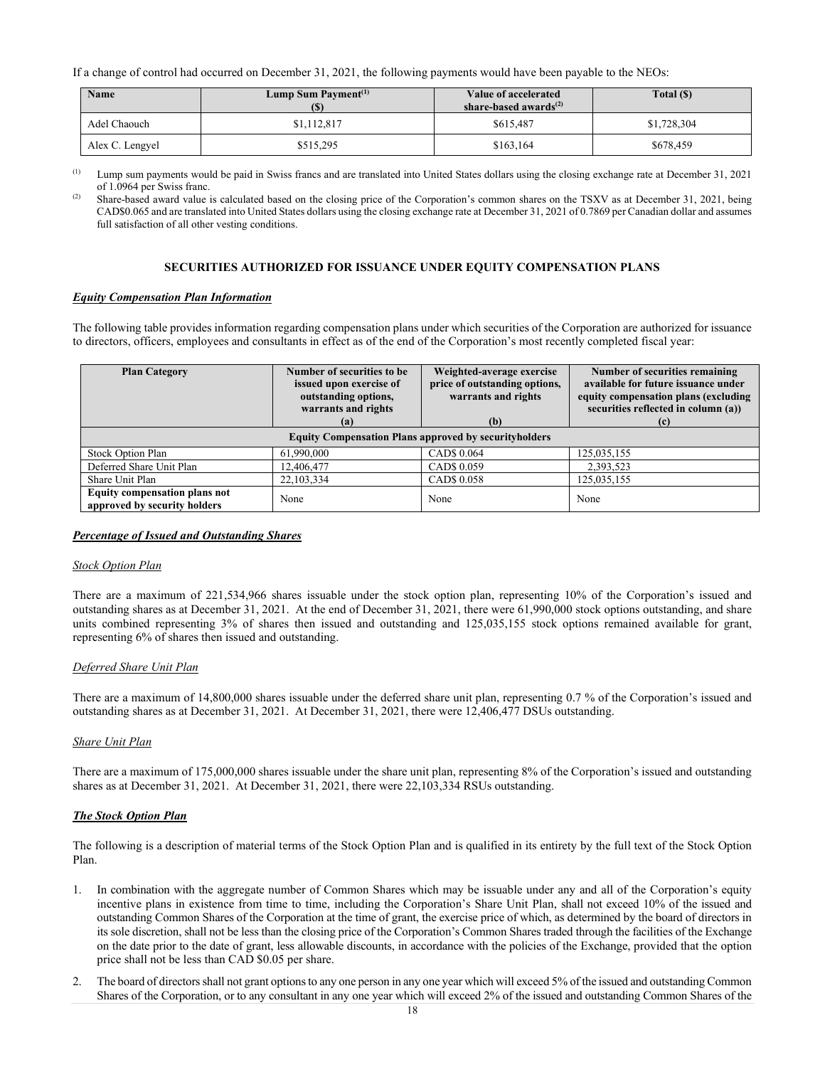If a change of control had occurred on December 31, 2021, the following payments would have been payable to the NEOs:

| Name | Lump Sum Payment[(1)] ($) | Value of accelerated share-based awards[(2)] | Total ($) |
|---|---|---|---|
| Adel Chaouch | $1,112,817 | $615,487 | $1,728,304 |
| Alex C. Lengyel | $515,295 | $163,164 | $678,459 |

(1) Lump sum payments would be paid in Swiss francs and are translated into United States dollars using the closing exchange rate at December 31, 2021 of 1.0964 per Swiss franc.

(2) Share-based award value is calculated based on the closing price of the Corporation's common shares on the TSXV as at December 31, 2021, being CAD$0.065 and are translated into United States dollars using the closing exchange rate at December 31, 2021 of 0.7869 per Canadian dollar and assumes full satisfaction of all other vesting conditions.

## SECURITIES AUTHORIZED FOR ISSUANCE UNDER EQUITY COMPENSATION PLANS

### ***Equity Compensation Plan Information***

The following table provides information regarding compensation plans under which securities of the Corporation are authorized for issuance to directors, officers, employees and consultants in effect as of the end of the Corporation's most recently completed fiscal year:

| Plan Category | Number of securities to be issued upon exercise of outstanding options, warrants and rights (a) | Weighted-average exercise price of outstanding options, warrants and rights (b) | Number of securities remaining available for future issuance under equity compensation plans (excluding securities reflected in column (a)) (c) |
|---|---|---|---|
| **Equity Compensation Plans approved by securityholders** | | | |
| Stock Option Plan | 61,990,000 | CAD$ 0.064 | 125,035,155 |
| Deferred Share Unit Plan | 12,406,477 | CAD$ 0.059 | 2,393,523 |
| Share Unit Plan | 22,103,334 | CAD$ 0.058 | 125,035,155 |
| **Equity compensation plans not approved by security holders** | None | None | None |

### ***Percentage of Issued and Outstanding Shares***

*Stock Option Plan*

There are a maximum of 221,534,966 shares issuable under the stock option plan, representing 10% of the Corporation's issued and outstanding shares as at December 31, 2021. At the end of December 31, 2021, there were 61,990,000 stock options outstanding, and share units combined representing 3% of shares then issued and outstanding and 125,035,155 stock options remained available for grant, representing 6% of shares then issued and outstanding.

*Deferred Share Unit Plan*

There are a maximum of 14,800,000 shares issuable under the deferred share unit plan, representing 0.7 % of the Corporation's issued and outstanding shares as at December 31, 2021. At December 31, 2021, there were 12,406,477 DSUs outstanding.

*Share Unit Plan*

There are a maximum of 175,000,000 shares issuable under the share unit plan, representing 8% of the Corporation's issued and outstanding shares as at December 31, 2021. At December 31, 2021, there were 22,103,334 RSUs outstanding.

### ***The Stock Option Plan***

The following is a description of material terms of the Stock Option Plan and is qualified in its entirety by the full text of the Stock Option Plan.

1. In combination with the aggregate number of Common Shares which may be issuable under any and all of the Corporation's equity incentive plans in existence from time to time, including the Corporation's Share Unit Plan, shall not exceed 10% of the issued and outstanding Common Shares of the Corporation at the time of grant, the exercise price of which, as determined by the board of directors in its sole discretion, shall not be less than the closing price of the Corporation's Common Shares traded through the facilities of the Exchange on the date prior to the date of grant, less allowable discounts, in accordance with the policies of the Exchange, provided that the option price shall not be less than CAD $0.05 per share.
2. The board of directors shall not grant options to any one person in any one year which will exceed 5% of the issued and outstanding Common Shares of the Corporation, or to any consultant in any one year which will exceed 2% of the issued and outstanding Common Shares of the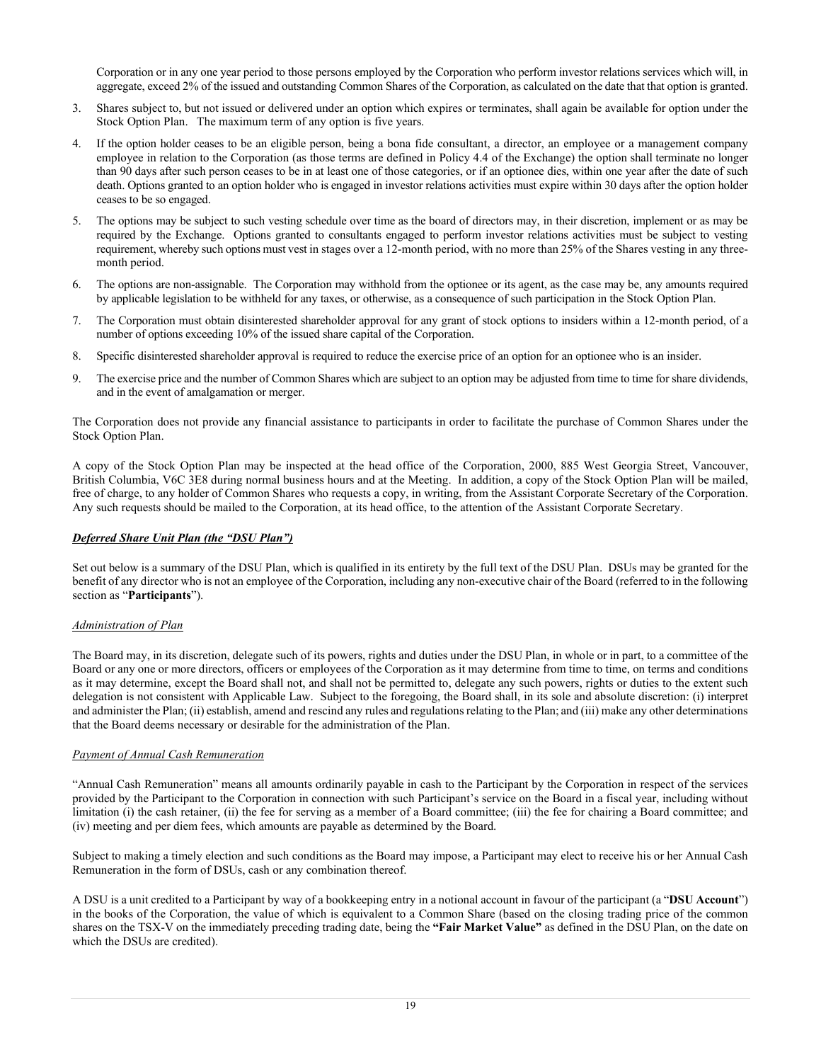Corporation or in any one year period to those persons employed by the Corporation who perform investor relations services which will, in aggregate, exceed 2% of the issued and outstanding Common Shares of the Corporation, as calculated on the date that that option is granted.

3. Shares subject to, but not issued or delivered under an option which expires or terminates, shall again be available for option under the Stock Option Plan. The maximum term of any option is five years.

4. If the option holder ceases to be an eligible person, being a bona fide consultant, a director, an employee or a management company employee in relation to the Corporation (as those terms are defined in Policy 4.4 of the Exchange) the option shall terminate no longer than 90 days after such person ceases to be in at least one of those categories, or if an optionee dies, within one year after the date of such death. Options granted to an option holder who is engaged in investor relations activities must expire within 30 days after the option holder ceases to be so engaged.

5. The options may be subject to such vesting schedule over time as the board of directors may, in their discretion, implement or as may be required by the Exchange. Options granted to consultants engaged to perform investor relations activities must be subject to vesting requirement, whereby such options must vest in stages over a 12-month period, with no more than 25% of the Shares vesting in any three-month period.

6. The options are non-assignable. The Corporation may withhold from the optionee or its agent, as the case may be, any amounts required by applicable legislation to be withheld for any taxes, or otherwise, as a consequence of such participation in the Stock Option Plan.

7. The Corporation must obtain disinterested shareholder approval for any grant of stock options to insiders within a 12-month period, of a number of options exceeding 10% of the issued share capital of the Corporation.

8. Specific disinterested shareholder approval is required to reduce the exercise price of an option for an optionee who is an insider.

9. The exercise price and the number of Common Shares which are subject to an option may be adjusted from time to time for share dividends, and in the event of amalgamation or merger.

The Corporation does not provide any financial assistance to participants in order to facilitate the purchase of Common Shares under the Stock Option Plan.

A copy of the Stock Option Plan may be inspected at the head office of the Corporation, 2000, 885 West Georgia Street, Vancouver, British Columbia, V6C 3E8 during normal business hours and at the Meeting. In addition, a copy of the Stock Option Plan will be mailed, free of charge, to any holder of Common Shares who requests a copy, in writing, from the Assistant Corporate Secretary of the Corporation. Any such requests should be mailed to the Corporation, at its head office, to the attention of the Assistant Corporate Secretary.

***Deferred Share Unit Plan (the "DSU Plan")***

Set out below is a summary of the DSU Plan, which is qualified in its entirety by the full text of the DSU Plan. DSUs may be granted for the benefit of any director who is not an employee of the Corporation, including any non-executive chair of the Board (referred to in the following section as "**Participants**").

*Administration of Plan*

The Board may, in its discretion, delegate such of its powers, rights and duties under the DSU Plan, in whole or in part, to a committee of the Board or any one or more directors, officers or employees of the Corporation as it may determine from time to time, on terms and conditions as it may determine, except the Board shall not, and shall not be permitted to, delegate any such powers, rights or duties to the extent such delegation is not consistent with Applicable Law. Subject to the foregoing, the Board shall, in its sole and absolute discretion: (i) interpret and administer the Plan; (ii) establish, amend and rescind any rules and regulations relating to the Plan; and (iii) make any other determinations that the Board deems necessary or desirable for the administration of the Plan.

*Payment of Annual Cash Remuneration*

"Annual Cash Remuneration" means all amounts ordinarily payable in cash to the Participant by the Corporation in respect of the services provided by the Participant to the Corporation in connection with such Participant's service on the Board in a fiscal year, including without limitation (i) the cash retainer, (ii) the fee for serving as a member of a Board committee; (iii) the fee for chairing a Board committee; and (iv) meeting and per diem fees, which amounts are payable as determined by the Board.

Subject to making a timely election and such conditions as the Board may impose, a Participant may elect to receive his or her Annual Cash Remuneration in the form of DSUs, cash or any combination thereof.

A DSU is a unit credited to a Participant by way of a bookkeeping entry in a notional account in favour of the participant (a "**DSU Account**") in the books of the Corporation, the value of which is equivalent to a Common Share (based on the closing trading price of the common shares on the TSX-V on the immediately preceding trading date, being the **"Fair Market Value"** as defined in the DSU Plan, on the date on which the DSUs are credited).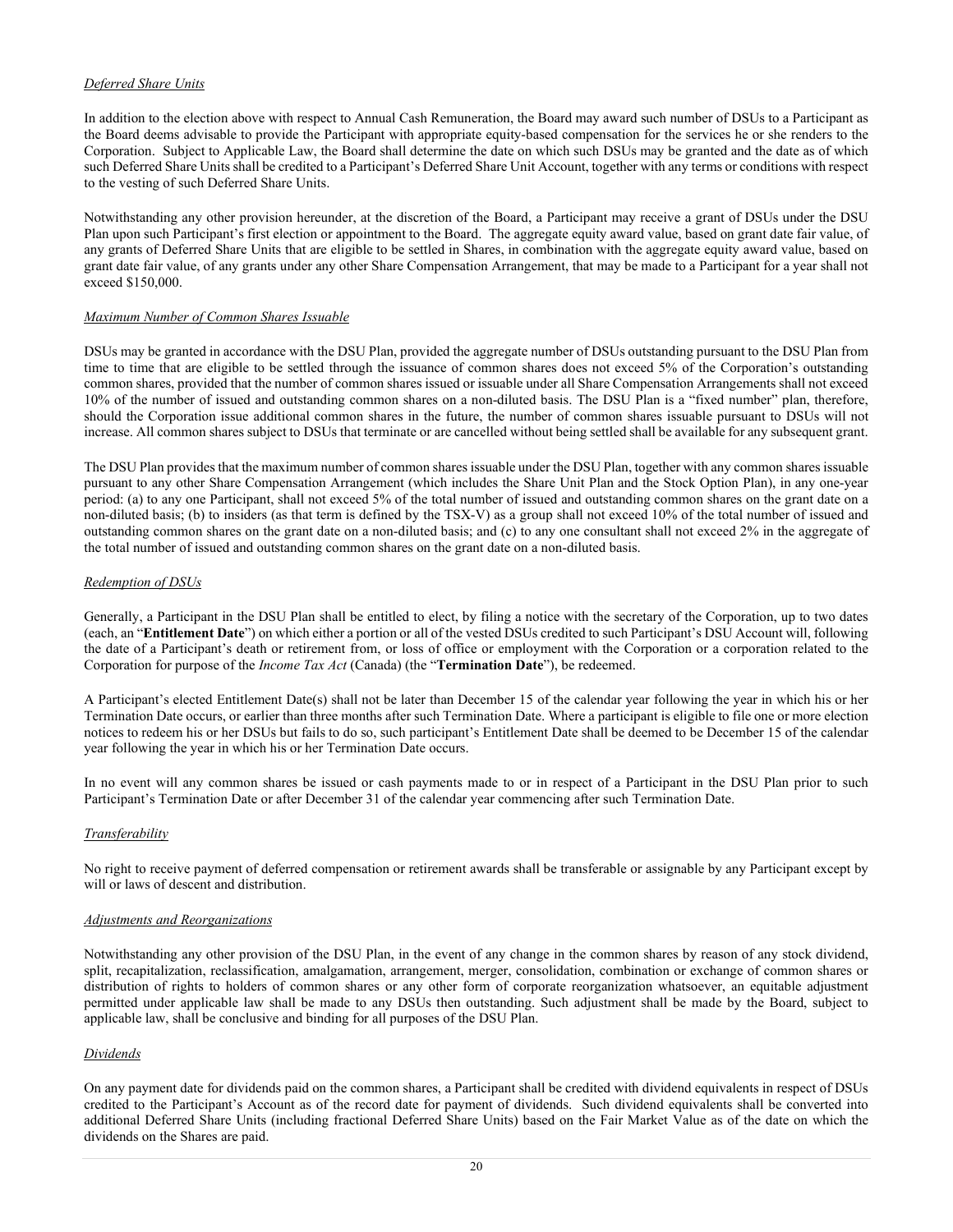*Deferred Share Units*

In addition to the election above with respect to Annual Cash Remuneration, the Board may award such number of DSUs to a Participant as the Board deems advisable to provide the Participant with appropriate equity-based compensation for the services he or she renders to the Corporation. Subject to Applicable Law, the Board shall determine the date on which such DSUs may be granted and the date as of which such Deferred Share Units shall be credited to a Participant's Deferred Share Unit Account, together with any terms or conditions with respect to the vesting of such Deferred Share Units.

Notwithstanding any other provision hereunder, at the discretion of the Board, a Participant may receive a grant of DSUs under the DSU Plan upon such Participant's first election or appointment to the Board. The aggregate equity award value, based on grant date fair value, of any grants of Deferred Share Units that are eligible to be settled in Shares, in combination with the aggregate equity award value, based on grant date fair value, of any grants under any other Share Compensation Arrangement, that may be made to a Participant for a year shall not exceed $150,000.

*Maximum Number of Common Shares Issuable*

DSUs may be granted in accordance with the DSU Plan, provided the aggregate number of DSUs outstanding pursuant to the DSU Plan from time to time that are eligible to be settled through the issuance of common shares does not exceed 5% of the Corporation's outstanding common shares, provided that the number of common shares issued or issuable under all Share Compensation Arrangements shall not exceed 10% of the number of issued and outstanding common shares on a non-diluted basis. The DSU Plan is a "fixed number" plan, therefore, should the Corporation issue additional common shares in the future, the number of common shares issuable pursuant to DSUs will not increase. All common shares subject to DSUs that terminate or are cancelled without being settled shall be available for any subsequent grant.

The DSU Plan provides that the maximum number of common shares issuable under the DSU Plan, together with any common shares issuable pursuant to any other Share Compensation Arrangement (which includes the Share Unit Plan and the Stock Option Plan), in any one-year period: (a) to any one Participant, shall not exceed 5% of the total number of issued and outstanding common shares on the grant date on a non-diluted basis; (b) to insiders (as that term is defined by the TSX-V) as a group shall not exceed 10% of the total number of issued and outstanding common shares on the grant date on a non-diluted basis; and (c) to any one consultant shall not exceed 2% in the aggregate of the total number of issued and outstanding common shares on the grant date on a non-diluted basis.

*Redemption of DSUs*

Generally, a Participant in the DSU Plan shall be entitled to elect, by filing a notice with the secretary of the Corporation, up to two dates (each, an "**Entitlement Date**") on which either a portion or all of the vested DSUs credited to such Participant's DSU Account will, following the date of a Participant's death or retirement from, or loss of office or employment with the Corporation or a corporation related to the Corporation for purpose of the *Income Tax Act* (Canada) (the "**Termination Date**"), be redeemed.

A Participant's elected Entitlement Date(s) shall not be later than December 15 of the calendar year following the year in which his or her Termination Date occurs, or earlier than three months after such Termination Date. Where a participant is eligible to file one or more election notices to redeem his or her DSUs but fails to do so, such participant's Entitlement Date shall be deemed to be December 15 of the calendar year following the year in which his or her Termination Date occurs.

In no event will any common shares be issued or cash payments made to or in respect of a Participant in the DSU Plan prior to such Participant's Termination Date or after December 31 of the calendar year commencing after such Termination Date.

*Transferability*

No right to receive payment of deferred compensation or retirement awards shall be transferable or assignable by any Participant except by will or laws of descent and distribution.

*Adjustments and Reorganizations*

Notwithstanding any other provision of the DSU Plan, in the event of any change in the common shares by reason of any stock dividend, split, recapitalization, reclassification, amalgamation, arrangement, merger, consolidation, combination or exchange of common shares or distribution of rights to holders of common shares or any other form of corporate reorganization whatsoever, an equitable adjustment permitted under applicable law shall be made to any DSUs then outstanding. Such adjustment shall be made by the Board, subject to applicable law, shall be conclusive and binding for all purposes of the DSU Plan.

*Dividends*

On any payment date for dividends paid on the common shares, a Participant shall be credited with dividend equivalents in respect of DSUs credited to the Participant's Account as of the record date for payment of dividends. Such dividend equivalents shall be converted into additional Deferred Share Units (including fractional Deferred Share Units) based on the Fair Market Value as of the date on which the dividends on the Shares are paid.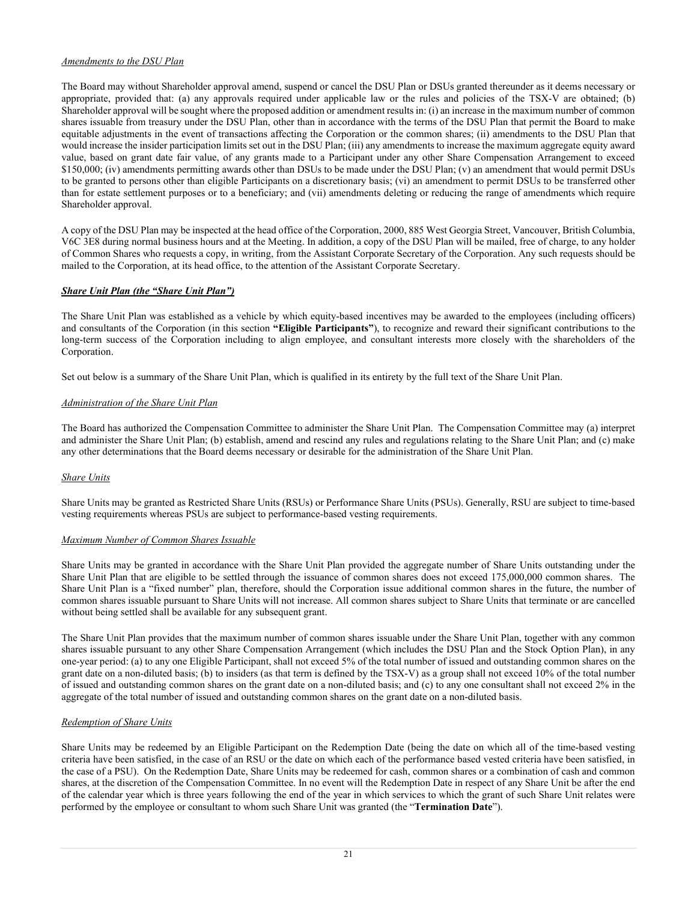*Amendments to the DSU Plan*

The Board may without Shareholder approval amend, suspend or cancel the DSU Plan or DSUs granted thereunder as it deems necessary or appropriate, provided that: (a) any approvals required under applicable law or the rules and policies of the TSX-V are obtained; (b) Shareholder approval will be sought where the proposed addition or amendment results in: (i) an increase in the maximum number of common shares issuable from treasury under the DSU Plan, other than in accordance with the terms of the DSU Plan that permit the Board to make equitable adjustments in the event of transactions affecting the Corporation or the common shares; (ii) amendments to the DSU Plan that would increase the insider participation limits set out in the DSU Plan; (iii) any amendments to increase the maximum aggregate equity award value, based on grant date fair value, of any grants made to a Participant under any other Share Compensation Arrangement to exceed $150,000; (iv) amendments permitting awards other than DSUs to be made under the DSU Plan; (v) an amendment that would permit DSUs to be granted to persons other than eligible Participants on a discretionary basis; (vi) an amendment to permit DSUs to be transferred other than for estate settlement purposes or to a beneficiary; and (vii) amendments deleting or reducing the range of amendments which require Shareholder approval.

A copy of the DSU Plan may be inspected at the head office of the Corporation, 2000, 885 West Georgia Street, Vancouver, British Columbia, V6C 3E8 during normal business hours and at the Meeting. In addition, a copy of the DSU Plan will be mailed, free of charge, to any holder of Common Shares who requests a copy, in writing, from the Assistant Corporate Secretary of the Corporation. Any such requests should be mailed to the Corporation, at its head office, to the attention of the Assistant Corporate Secretary.

***Share Unit Plan (the "Share Unit Plan")***

The Share Unit Plan was established as a vehicle by which equity-based incentives may be awarded to the employees (including officers) and consultants of the Corporation (in this section **"Eligible Participants"**), to recognize and reward their significant contributions to the long-term success of the Corporation including to align employee, and consultant interests more closely with the shareholders of the Corporation.

Set out below is a summary of the Share Unit Plan, which is qualified in its entirety by the full text of the Share Unit Plan.

*Administration of the Share Unit Plan*

The Board has authorized the Compensation Committee to administer the Share Unit Plan. The Compensation Committee may (a) interpret and administer the Share Unit Plan; (b) establish, amend and rescind any rules and regulations relating to the Share Unit Plan; and (c) make any other determinations that the Board deems necessary or desirable for the administration of the Share Unit Plan.

*Share Units*

Share Units may be granted as Restricted Share Units (RSUs) or Performance Share Units (PSUs). Generally, RSU are subject to time-based vesting requirements whereas PSUs are subject to performance-based vesting requirements.

*Maximum Number of Common Shares Issuable*

Share Units may be granted in accordance with the Share Unit Plan provided the aggregate number of Share Units outstanding under the Share Unit Plan that are eligible to be settled through the issuance of common shares does not exceed 175,000,000 common shares. The Share Unit Plan is a "fixed number" plan, therefore, should the Corporation issue additional common shares in the future, the number of common shares issuable pursuant to Share Units will not increase. All common shares subject to Share Units that terminate or are cancelled without being settled shall be available for any subsequent grant.

The Share Unit Plan provides that the maximum number of common shares issuable under the Share Unit Plan, together with any common shares issuable pursuant to any other Share Compensation Arrangement (which includes the DSU Plan and the Stock Option Plan), in any one-year period: (a) to any one Eligible Participant, shall not exceed 5% of the total number of issued and outstanding common shares on the grant date on a non-diluted basis; (b) to insiders (as that term is defined by the TSX-V) as a group shall not exceed 10% of the total number of issued and outstanding common shares on the grant date on a non-diluted basis; and (c) to any one consultant shall not exceed 2% in the aggregate of the total number of issued and outstanding common shares on the grant date on a non-diluted basis.

*Redemption of Share Units*

Share Units may be redeemed by an Eligible Participant on the Redemption Date (being the date on which all of the time-based vesting criteria have been satisfied, in the case of an RSU or the date on which each of the performance based vested criteria have been satisfied, in the case of a PSU). On the Redemption Date, Share Units may be redeemed for cash, common shares or a combination of cash and common shares, at the discretion of the Compensation Committee. In no event will the Redemption Date in respect of any Share Unit be after the end of the calendar year which is three years following the end of the year in which services to which the grant of such Share Unit relates were performed by the employee or consultant to whom such Share Unit was granted (the "**Termination Date**").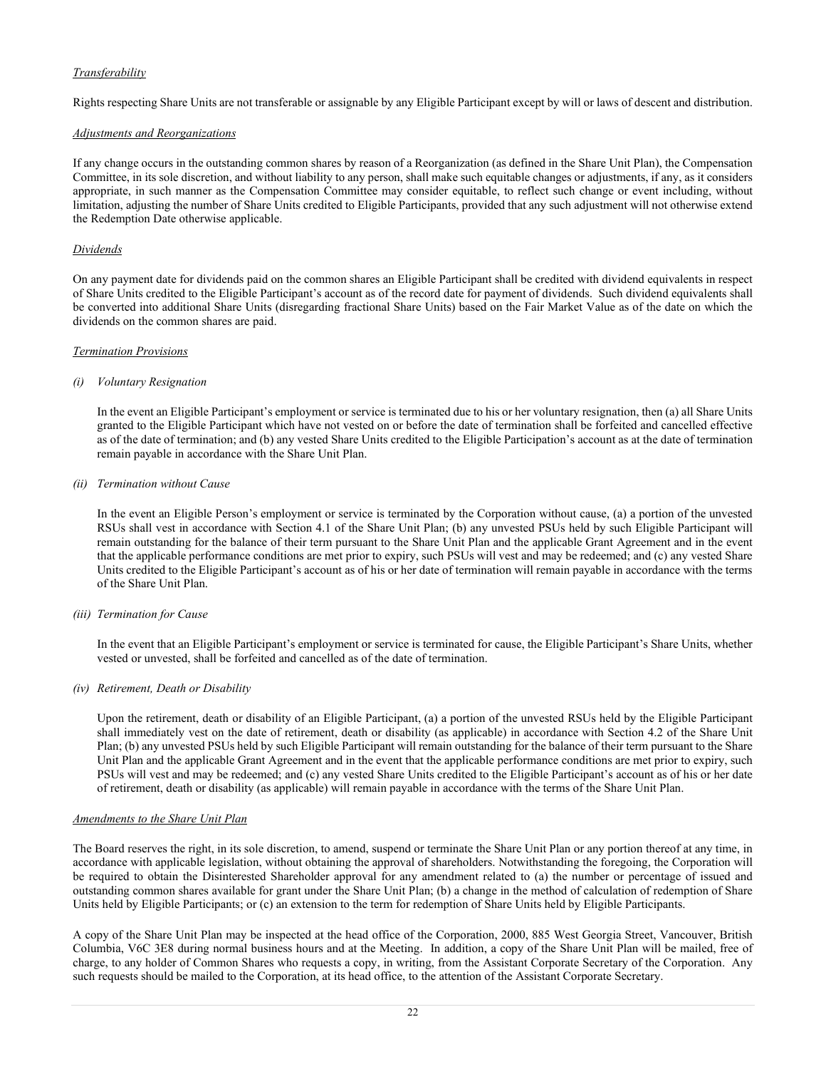*Transferability*

Rights respecting Share Units are not transferable or assignable by any Eligible Participant except by will or laws of descent and distribution.

*Adjustments and Reorganizations*

If any change occurs in the outstanding common shares by reason of a Reorganization (as defined in the Share Unit Plan), the Compensation Committee, in its sole discretion, and without liability to any person, shall make such equitable changes or adjustments, if any, as it considers appropriate, in such manner as the Compensation Committee may consider equitable, to reflect such change or event including, without limitation, adjusting the number of Share Units credited to Eligible Participants, provided that any such adjustment will not otherwise extend the Redemption Date otherwise applicable.

*Dividends*

On any payment date for dividends paid on the common shares an Eligible Participant shall be credited with dividend equivalents in respect of Share Units credited to the Eligible Participant's account as of the record date for payment of dividends. Such dividend equivalents shall be converted into additional Share Units (disregarding fractional Share Units) based on the Fair Market Value as of the date on which the dividends on the common shares are paid.

*Termination Provisions*

*(i) Voluntary Resignation*

In the event an Eligible Participant's employment or service is terminated due to his or her voluntary resignation, then (a) all Share Units granted to the Eligible Participant which have not vested on or before the date of termination shall be forfeited and cancelled effective as of the date of termination; and (b) any vested Share Units credited to the Eligible Participation's account as at the date of termination remain payable in accordance with the Share Unit Plan.

*(ii) Termination without Cause*

In the event an Eligible Person's employment or service is terminated by the Corporation without cause, (a) a portion of the unvested RSUs shall vest in accordance with Section 4.1 of the Share Unit Plan; (b) any unvested PSUs held by such Eligible Participant will remain outstanding for the balance of their term pursuant to the Share Unit Plan and the applicable Grant Agreement and in the event that the applicable performance conditions are met prior to expiry, such PSUs will vest and may be redeemed; and (c) any vested Share Units credited to the Eligible Participant's account as of his or her date of termination will remain payable in accordance with the terms of the Share Unit Plan.

*(iii) Termination for Cause*

In the event that an Eligible Participant's employment or service is terminated for cause, the Eligible Participant's Share Units, whether vested or unvested, shall be forfeited and cancelled as of the date of termination.

*(iv) Retirement, Death or Disability*

Upon the retirement, death or disability of an Eligible Participant, (a) a portion of the unvested RSUs held by the Eligible Participant shall immediately vest on the date of retirement, death or disability (as applicable) in accordance with Section 4.2 of the Share Unit Plan; (b) any unvested PSUs held by such Eligible Participant will remain outstanding for the balance of their term pursuant to the Share Unit Plan and the applicable Grant Agreement and in the event that the applicable performance conditions are met prior to expiry, such PSUs will vest and may be redeemed; and (c) any vested Share Units credited to the Eligible Participant's account as of his or her date of retirement, death or disability (as applicable) will remain payable in accordance with the terms of the Share Unit Plan.

*Amendments to the Share Unit Plan*

The Board reserves the right, in its sole discretion, to amend, suspend or terminate the Share Unit Plan or any portion thereof at any time, in accordance with applicable legislation, without obtaining the approval of shareholders. Notwithstanding the foregoing, the Corporation will be required to obtain the Disinterested Shareholder approval for any amendment related to (a) the number or percentage of issued and outstanding common shares available for grant under the Share Unit Plan; (b) a change in the method of calculation of redemption of Share Units held by Eligible Participants; or (c) an extension to the term for redemption of Share Units held by Eligible Participants.

A copy of the Share Unit Plan may be inspected at the head office of the Corporation, 2000, 885 West Georgia Street, Vancouver, British Columbia, V6C 3E8 during normal business hours and at the Meeting. In addition, a copy of the Share Unit Plan will be mailed, free of charge, to any holder of Common Shares who requests a copy, in writing, from the Assistant Corporate Secretary of the Corporation. Any such requests should be mailed to the Corporation, at its head office, to the attention of the Assistant Corporate Secretary.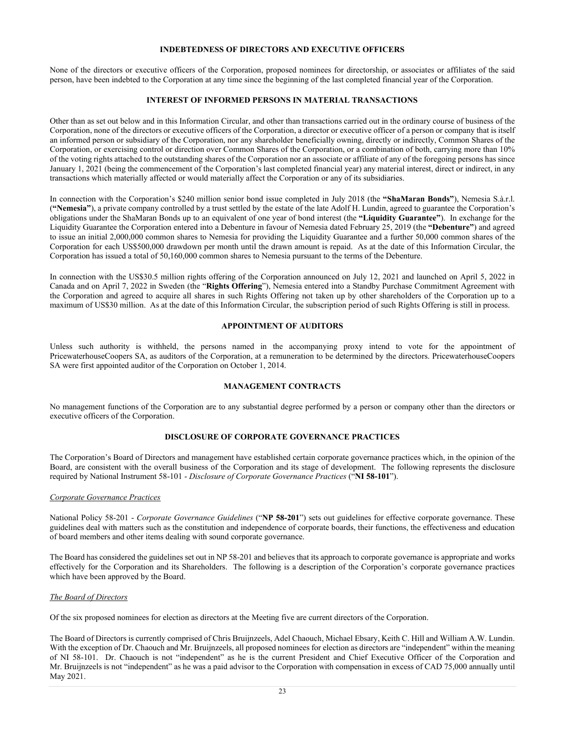## INDEBTEDNESS OF DIRECTORS AND EXECUTIVE OFFICERS

None of the directors or executive officers of the Corporation, proposed nominees for directorship, or associates or affiliates of the said person, have been indebted to the Corporation at any time since the beginning of the last completed financial year of the Corporation.

## INTEREST OF INFORMED PERSONS IN MATERIAL TRANSACTIONS

Other than as set out below and in this Information Circular, and other than transactions carried out in the ordinary course of business of the Corporation, none of the directors or executive officers of the Corporation, a director or executive officer of a person or company that is itself an informed person or subsidiary of the Corporation, nor any shareholder beneficially owning, directly or indirectly, Common Shares of the Corporation, or exercising control or direction over Common Shares of the Corporation, or a combination of both, carrying more than 10% of the voting rights attached to the outstanding shares of the Corporation nor an associate or affiliate of any of the foregoing persons has since January 1, 2021 (being the commencement of the Corporation's last completed financial year) any material interest, direct or indirect, in any transactions which materially affected or would materially affect the Corporation or any of its subsidiaries.

In connection with the Corporation's $240 million senior bond issue completed in July 2018 (the **"ShaMaran Bonds"**), Nemesia S.à.r.l. (**"Nemesia"**), a private company controlled by a trust settled by the estate of the late Adolf H. Lundin, agreed to guarantee the Corporation's obligations under the ShaMaran Bonds up to an equivalent of one year of bond interest (the **"Liquidity Guarantee"**). In exchange for the Liquidity Guarantee the Corporation entered into a Debenture in favour of Nemesia dated February 25, 2019 (the **"Debenture"**) and agreed to issue an initial 2,000,000 common shares to Nemesia for providing the Liquidity Guarantee and a further 50,000 common shares of the Corporation for each US$500,000 drawdown per month until the drawn amount is repaid. As at the date of this Information Circular, the Corporation has issued a total of 50,160,000 common shares to Nemesia pursuant to the terms of the Debenture.

In connection with the US$30.5 million rights offering of the Corporation announced on July 12, 2021 and launched on April 5, 2022 in Canada and on April 7, 2022 in Sweden (the "**Rights Offering**"), Nemesia entered into a Standby Purchase Commitment Agreement with the Corporation and agreed to acquire all shares in such Rights Offering not taken up by other shareholders of the Corporation up to a maximum of US$30 million. As at the date of this Information Circular, the subscription period of such Rights Offering is still in process.

## APPOINTMENT OF AUDITORS

Unless such authority is withheld, the persons named in the accompanying proxy intend to vote for the appointment of PricewaterhouseCoopers SA, as auditors of the Corporation, at a remuneration to be determined by the directors. PricewaterhouseCoopers SA were first appointed auditor of the Corporation on October 1, 2014.

## MANAGEMENT CONTRACTS

No management functions of the Corporation are to any substantial degree performed by a person or company other than the directors or executive officers of the Corporation.

## DISCLOSURE OF CORPORATE GOVERNANCE PRACTICES

The Corporation's Board of Directors and management have established certain corporate governance practices which, in the opinion of the Board, are consistent with the overall business of the Corporation and its stage of development. The following represents the disclosure required by National Instrument 58-101 - *Disclosure of Corporate Governance Practices* ("**NI 58-101**").

### *Corporate Governance Practices*

National Policy 58-201 - *Corporate Governance Guidelines* ("**NP 58-201**") sets out guidelines for effective corporate governance. These guidelines deal with matters such as the constitution and independence of corporate boards, their functions, the effectiveness and education of board members and other items dealing with sound corporate governance.

The Board has considered the guidelines set out in NP 58-201 and believes that its approach to corporate governance is appropriate and works effectively for the Corporation and its Shareholders. The following is a description of the Corporation's corporate governance practices which have been approved by the Board.

### *The Board of Directors*

Of the six proposed nominees for election as directors at the Meeting five are current directors of the Corporation.

The Board of Directors is currently comprised of Chris Bruijnzeels, Adel Chaouch, Michael Ebsary, Keith C. Hill and William A.W. Lundin. With the exception of Dr. Chaouch and Mr. Bruijnzeels, all proposed nominees for election as directors are "independent" within the meaning of NI 58-101. Dr. Chaouch is not "independent" as he is the current President and Chief Executive Officer of the Corporation and Mr. Bruijnzeels is not "independent" as he was a paid advisor to the Corporation with compensation in excess of CAD 75,000 annually until May 2021.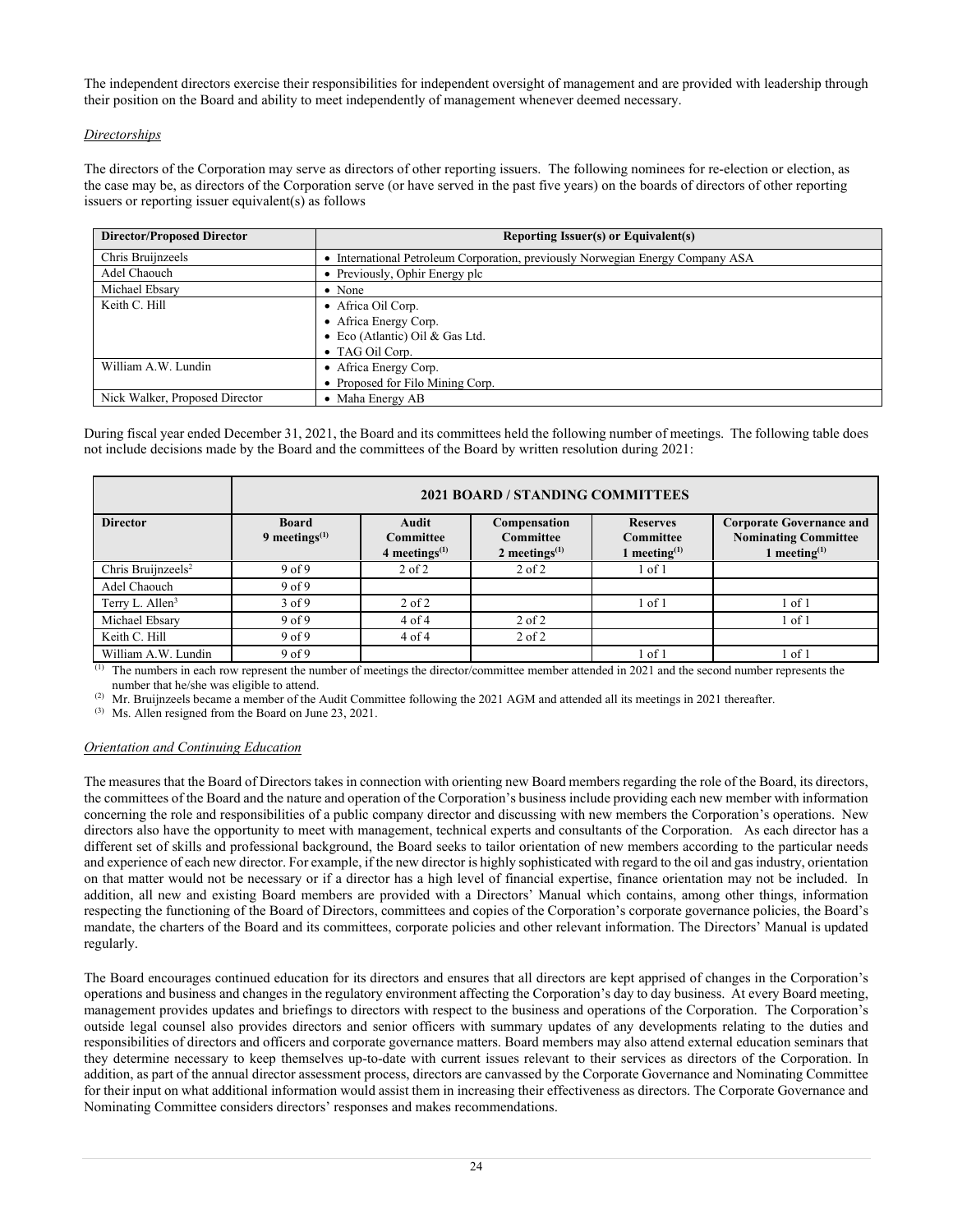The independent directors exercise their responsibilities for independent oversight of management and are provided with leadership through their position on the Board and ability to meet independently of management whenever deemed necessary.

*Directorships*

The directors of the Corporation may serve as directors of other reporting issuers. The following nominees for re-election or election, as the case may be, as directors of the Corporation serve (or have served in the past five years) on the boards of directors of other reporting issuers or reporting issuer equivalent(s) as follows

| Director/Proposed Director | Reporting Issuer(s) or Equivalent(s) |
|---|---|
| Chris Bruijnzeels | • International Petroleum Corporation, previously Norwegian Energy Company ASA |
| Adel Chaouch | • Previously, Ophir Energy plc |
| Michael Ebsary | • None |
| Keith C. Hill | • Africa Oil Corp.<br>• Africa Energy Corp.<br>• Eco (Atlantic) Oil & Gas Ltd.<br>• TAG Oil Corp. |
| William A.W. Lundin | • Africa Energy Corp.<br>• Proposed for Filo Mining Corp. |
| Nick Walker, Proposed Director | • Maha Energy AB |

During fiscal year ended December 31, 2021, the Board and its committees held the following number of meetings. The following table does not include decisions made by the Board and the committees of the Board by written resolution during 2021:

| | 2021 BOARD / STANDING COMMITTEES | | | | |
|---|---|---|---|---|---|
| **Director** | **Board 9 meetings(1)** | **Audit Committee 4 meetings(1)** | **Compensation Committee 2 meetings(1)** | **Reserves Committee 1 meeting(1)** | **Corporate Governance and Nominating Committee 1 meeting(1)** |
| Chris Bruijnzeels[2] | 9 of 9 | 2 of 2 | 2 of 2 | 1 of 1 | |
| Adel Chaouch | 9 of 9 | | | | |
| Terry L. Allen[3] | 3 of 9 | 2 of 2 | | 1 of 1 | 1 of 1 |
| Michael Ebsary | 9 of 9 | 4 of 4 | 2 of 2 | | 1 of 1 |
| Keith C. Hill | 9 of 9 | 4 of 4 | 2 of 2 | | |
| William A.W. Lundin | 9 of 9 | | | 1 of 1 | 1 of 1 |

(1) The numbers in each row represent the number of meetings the director/committee member attended in 2021 and the second number represents the number that he/she was eligible to attend.

(2) Mr. Bruijnzeels became a member of the Audit Committee following the 2021 AGM and attended all its meetings in 2021 thereafter.

(3) Ms. Allen resigned from the Board on June 23, 2021.

*Orientation and Continuing Education*

The measures that the Board of Directors takes in connection with orienting new Board members regarding the role of the Board, its directors, the committees of the Board and the nature and operation of the Corporation's business include providing each new member with information concerning the role and responsibilities of a public company director and discussing with new members the Corporation's operations. New directors also have the opportunity to meet with management, technical experts and consultants of the Corporation. As each director has a different set of skills and professional background, the Board seeks to tailor orientation of new members according to the particular needs and experience of each new director. For example, if the new director is highly sophisticated with regard to the oil and gas industry, orientation on that matter would not be necessary or if a director has a high level of financial expertise, finance orientation may not be included. In addition, all new and existing Board members are provided with a Directors' Manual which contains, among other things, information respecting the functioning of the Board of Directors, committees and copies of the Corporation's corporate governance policies, the Board's mandate, the charters of the Board and its committees, corporate policies and other relevant information. The Directors' Manual is updated regularly.

The Board encourages continued education for its directors and ensures that all directors are kept apprised of changes in the Corporation's operations and business and changes in the regulatory environment affecting the Corporation's day to day business. At every Board meeting, management provides updates and briefings to directors with respect to the business and operations of the Corporation. The Corporation's outside legal counsel also provides directors and senior officers with summary updates of any developments relating to the duties and responsibilities of directors and officers and corporate governance matters. Board members may also attend external education seminars that they determine necessary to keep themselves up-to-date with current issues relevant to their services as directors of the Corporation. In addition, as part of the annual director assessment process, directors are canvassed by the Corporate Governance and Nominating Committee for their input on what additional information would assist them in increasing their effectiveness as directors. The Corporate Governance and Nominating Committee considers directors' responses and makes recommendations.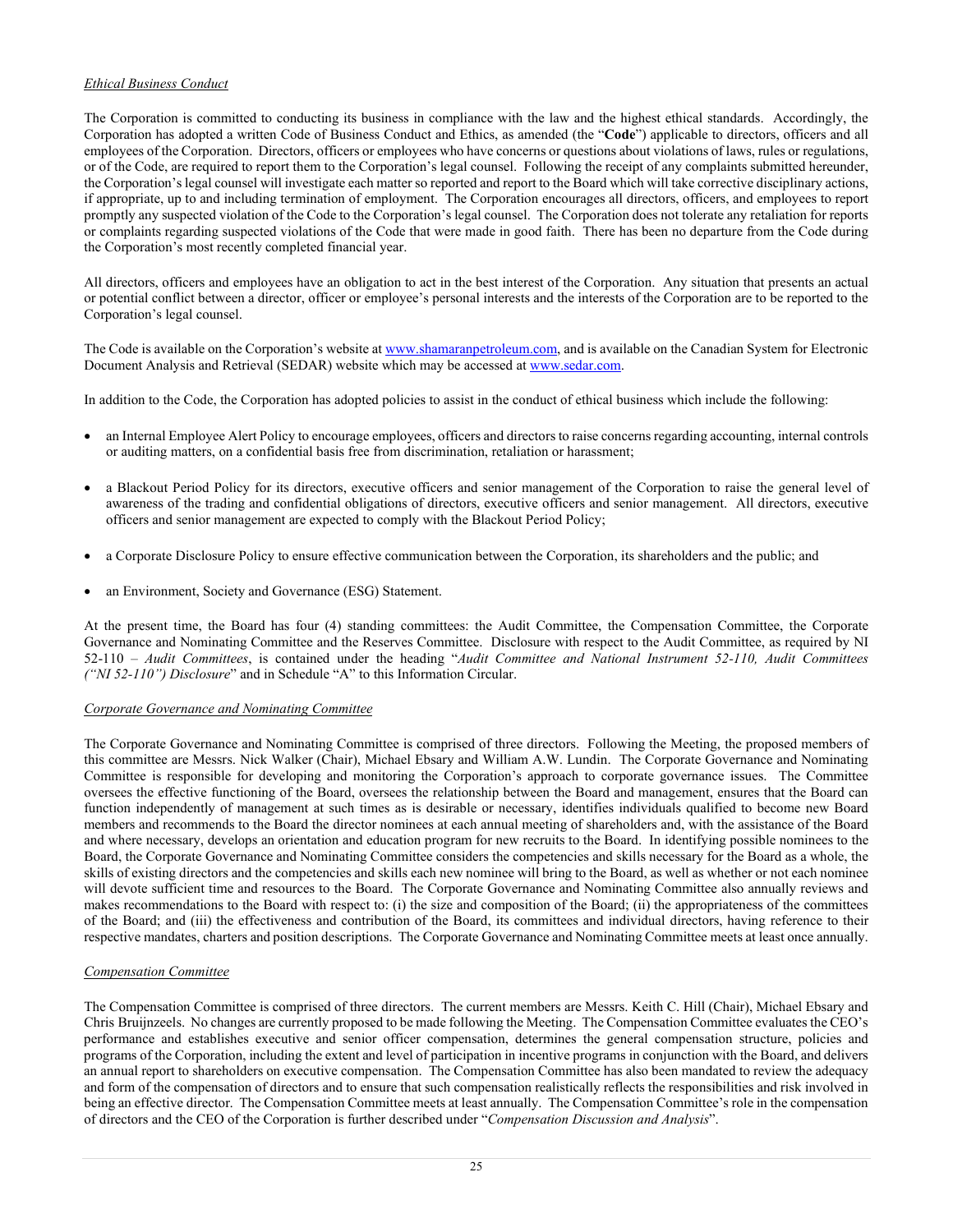*Ethical Business Conduct*

The Corporation is committed to conducting its business in compliance with the law and the highest ethical standards. Accordingly, the Corporation has adopted a written Code of Business Conduct and Ethics, as amended (the "**Code**") applicable to directors, officers and all employees of the Corporation. Directors, officers or employees who have concerns or questions about violations of laws, rules or regulations, or of the Code, are required to report them to the Corporation's legal counsel. Following the receipt of any complaints submitted hereunder, the Corporation's legal counsel will investigate each matter so reported and report to the Board which will take corrective disciplinary actions, if appropriate, up to and including termination of employment. The Corporation encourages all directors, officers, and employees to report promptly any suspected violation of the Code to the Corporation's legal counsel. The Corporation does not tolerate any retaliation for reports or complaints regarding suspected violations of the Code that were made in good faith. There has been no departure from the Code during the Corporation's most recently completed financial year.

All directors, officers and employees have an obligation to act in the best interest of the Corporation. Any situation that presents an actual or potential conflict between a director, officer or employee's personal interests and the interests of the Corporation are to be reported to the Corporation's legal counsel.

The Code is available on the Corporation's website at www.shamaranpetroleum.com, and is available on the Canadian System for Electronic Document Analysis and Retrieval (SEDAR) website which may be accessed at www.sedar.com.

In addition to the Code, the Corporation has adopted policies to assist in the conduct of ethical business which include the following:

- an Internal Employee Alert Policy to encourage employees, officers and directors to raise concerns regarding accounting, internal controls or auditing matters, on a confidential basis free from discrimination, retaliation or harassment;
- a Blackout Period Policy for its directors, executive officers and senior management of the Corporation to raise the general level of awareness of the trading and confidential obligations of directors, executive officers and senior management. All directors, executive officers and senior management are expected to comply with the Blackout Period Policy;
- a Corporate Disclosure Policy to ensure effective communication between the Corporation, its shareholders and the public; and
- an Environment, Society and Governance (ESG) Statement.

At the present time, the Board has four (4) standing committees: the Audit Committee, the Compensation Committee, the Corporate Governance and Nominating Committee and the Reserves Committee. Disclosure with respect to the Audit Committee, as required by NI 52-110 – *Audit Committees*, is contained under the heading "*Audit Committee and National Instrument 52-110, Audit Committees ("NI 52-110") Disclosure*" and in Schedule "A" to this Information Circular.

*Corporate Governance and Nominating Committee*

The Corporate Governance and Nominating Committee is comprised of three directors. Following the Meeting, the proposed members of this committee are Messrs. Nick Walker (Chair), Michael Ebsary and William A.W. Lundin. The Corporate Governance and Nominating Committee is responsible for developing and monitoring the Corporation's approach to corporate governance issues. The Committee oversees the effective functioning of the Board, oversees the relationship between the Board and management, ensures that the Board can function independently of management at such times as is desirable or necessary, identifies individuals qualified to become new Board members and recommends to the Board the director nominees at each annual meeting of shareholders and, with the assistance of the Board and where necessary, develops an orientation and education program for new recruits to the Board. In identifying possible nominees to the Board, the Corporate Governance and Nominating Committee considers the competencies and skills necessary for the Board as a whole, the skills of existing directors and the competencies and skills each new nominee will bring to the Board, as well as whether or not each nominee will devote sufficient time and resources to the Board. The Corporate Governance and Nominating Committee also annually reviews and makes recommendations to the Board with respect to: (i) the size and composition of the Board; (ii) the appropriateness of the committees of the Board; and (iii) the effectiveness and contribution of the Board, its committees and individual directors, having reference to their respective mandates, charters and position descriptions. The Corporate Governance and Nominating Committee meets at least once annually.

*Compensation Committee*

The Compensation Committee is comprised of three directors. The current members are Messrs. Keith C. Hill (Chair), Michael Ebsary and Chris Bruijnzeels. No changes are currently proposed to be made following the Meeting. The Compensation Committee evaluates the CEO's performance and establishes executive and senior officer compensation, determines the general compensation structure, policies and programs of the Corporation, including the extent and level of participation in incentive programs in conjunction with the Board, and delivers an annual report to shareholders on executive compensation. The Compensation Committee has also been mandated to review the adequacy and form of the compensation of directors and to ensure that such compensation realistically reflects the responsibilities and risk involved in being an effective director. The Compensation Committee meets at least annually. The Compensation Committee's role in the compensation of directors and the CEO of the Corporation is further described under "*Compensation Discussion and Analysis*".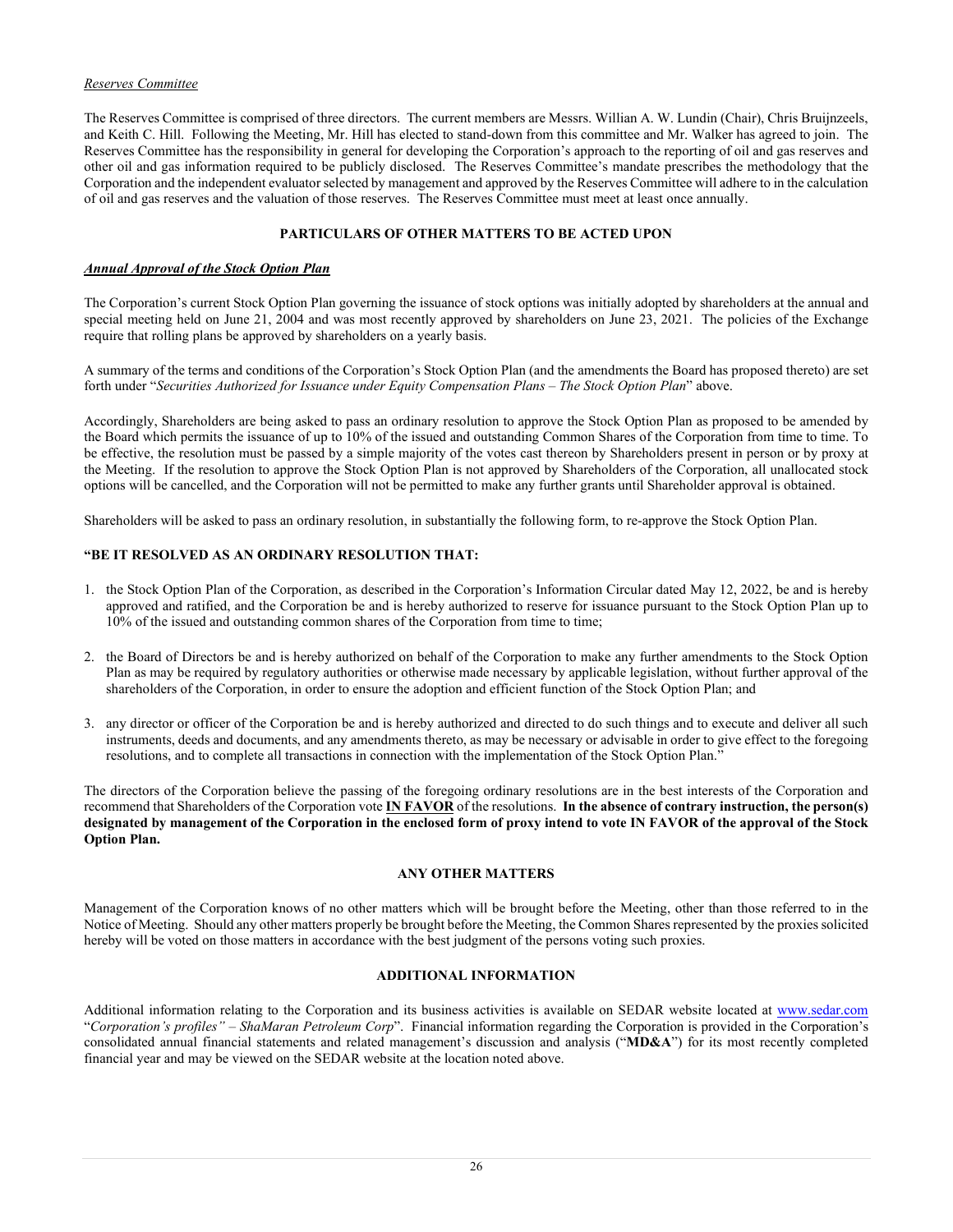*Reserves Committee*

The Reserves Committee is comprised of three directors. The current members are Messrs. Willian A. W. Lundin (Chair), Chris Bruijnzeels, and Keith C. Hill. Following the Meeting, Mr. Hill has elected to stand-down from this committee and Mr. Walker has agreed to join. The Reserves Committee has the responsibility in general for developing the Corporation's approach to the reporting of oil and gas reserves and other oil and gas information required to be publicly disclosed. The Reserves Committee's mandate prescribes the methodology that the Corporation and the independent evaluator selected by management and approved by the Reserves Committee will adhere to in the calculation of oil and gas reserves and the valuation of those reserves. The Reserves Committee must meet at least once annually.

## PARTICULARS OF OTHER MATTERS TO BE ACTED UPON

***Annual Approval of the Stock Option Plan***

The Corporation's current Stock Option Plan governing the issuance of stock options was initially adopted by shareholders at the annual and special meeting held on June 21, 2004 and was most recently approved by shareholders on June 23, 2021. The policies of the Exchange require that rolling plans be approved by shareholders on a yearly basis.

A summary of the terms and conditions of the Corporation's Stock Option Plan (and the amendments the Board has proposed thereto) are set forth under "*Securities Authorized for Issuance under Equity Compensation Plans – The Stock Option Plan*" above.

Accordingly, Shareholders are being asked to pass an ordinary resolution to approve the Stock Option Plan as proposed to be amended by the Board which permits the issuance of up to 10% of the issued and outstanding Common Shares of the Corporation from time to time. To be effective, the resolution must be passed by a simple majority of the votes cast thereon by Shareholders present in person or by proxy at the Meeting. If the resolution to approve the Stock Option Plan is not approved by Shareholders of the Corporation, all unallocated stock options will be cancelled, and the Corporation will not be permitted to make any further grants until Shareholder approval is obtained.

Shareholders will be asked to pass an ordinary resolution, in substantially the following form, to re-approve the Stock Option Plan.

**"BE IT RESOLVED AS AN ORDINARY RESOLUTION THAT:**

1. the Stock Option Plan of the Corporation, as described in the Corporation's Information Circular dated May 12, 2022, be and is hereby approved and ratified, and the Corporation be and is hereby authorized to reserve for issuance pursuant to the Stock Option Plan up to 10% of the issued and outstanding common shares of the Corporation from time to time;

2. the Board of Directors be and is hereby authorized on behalf of the Corporation to make any further amendments to the Stock Option Plan as may be required by regulatory authorities or otherwise made necessary by applicable legislation, without further approval of the shareholders of the Corporation, in order to ensure the adoption and efficient function of the Stock Option Plan; and

3. any director or officer of the Corporation be and is hereby authorized and directed to do such things and to execute and deliver all such instruments, deeds and documents, and any amendments thereto, as may be necessary or advisable in order to give effect to the foregoing resolutions, and to complete all transactions in connection with the implementation of the Stock Option Plan."

The directors of the Corporation believe the passing of the foregoing ordinary resolutions are in the best interests of the Corporation and recommend that Shareholders of the Corporation vote **IN FAVOR** of the resolutions. **In the absence of contrary instruction, the person(s) designated by management of the Corporation in the enclosed form of proxy intend to vote IN FAVOR of the approval of the Stock Option Plan.**

## ANY OTHER MATTERS

Management of the Corporation knows of no other matters which will be brought before the Meeting, other than those referred to in the Notice of Meeting. Should any other matters properly be brought before the Meeting, the Common Shares represented by the proxies solicited hereby will be voted on those matters in accordance with the best judgment of the persons voting such proxies.

## ADDITIONAL INFORMATION

Additional information relating to the Corporation and its business activities is available on SEDAR website located at www.sedar.com "*Corporation's profiles" – ShaMaran Petroleum Corp*". Financial information regarding the Corporation is provided in the Corporation's consolidated annual financial statements and related management's discussion and analysis ("**MD&A**") for its most recently completed financial year and may be viewed on the SEDAR website at the location noted above.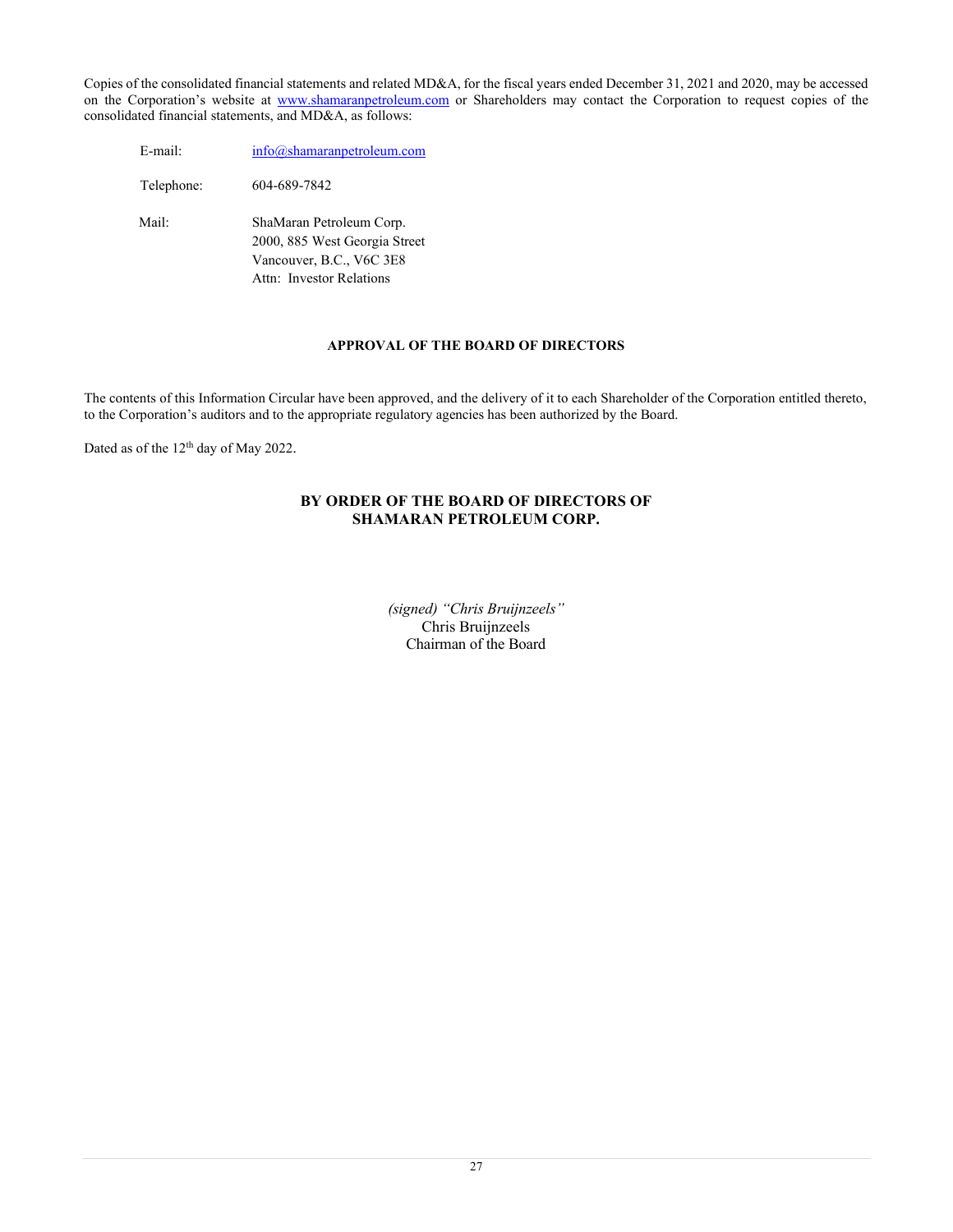Copies of the consolidated financial statements and related MD&A, for the fiscal years ended December 31, 2021 and 2020, may be accessed on the Corporation's website at [www.shamaranpetroleum.com](http://www.shamaranpetroleum.com) or Shareholders may contact the Corporation to request copies of the consolidated financial statements, and MD&A, as follows:

| | |
|---|---|
| E-mail: | [info@shamaranpetroleum.com](mailto:info@shamaranpetroleum.com) |
| Telephone: | 604-689-7842 |
| Mail: | ShaMaran Petroleum Corp.<br>2000, 885 West Georgia Street<br>Vancouver, B.C., V6C 3E8<br>Attn: Investor Relations |

## APPROVAL OF THE BOARD OF DIRECTORS

The contents of this Information Circular have been approved, and the delivery of it to each Shareholder of the Corporation entitled thereto, to the Corporation's auditors and to the appropriate regulatory agencies has been authorized by the Board.

Dated as of the 12th day of May 2022.

**BY ORDER OF THE BOARD OF DIRECTORS OF SHAMARAN PETROLEUM CORP.**

*(signed) "Chris Bruijnzeels"*
Chris Bruijnzeels
Chairman of the Board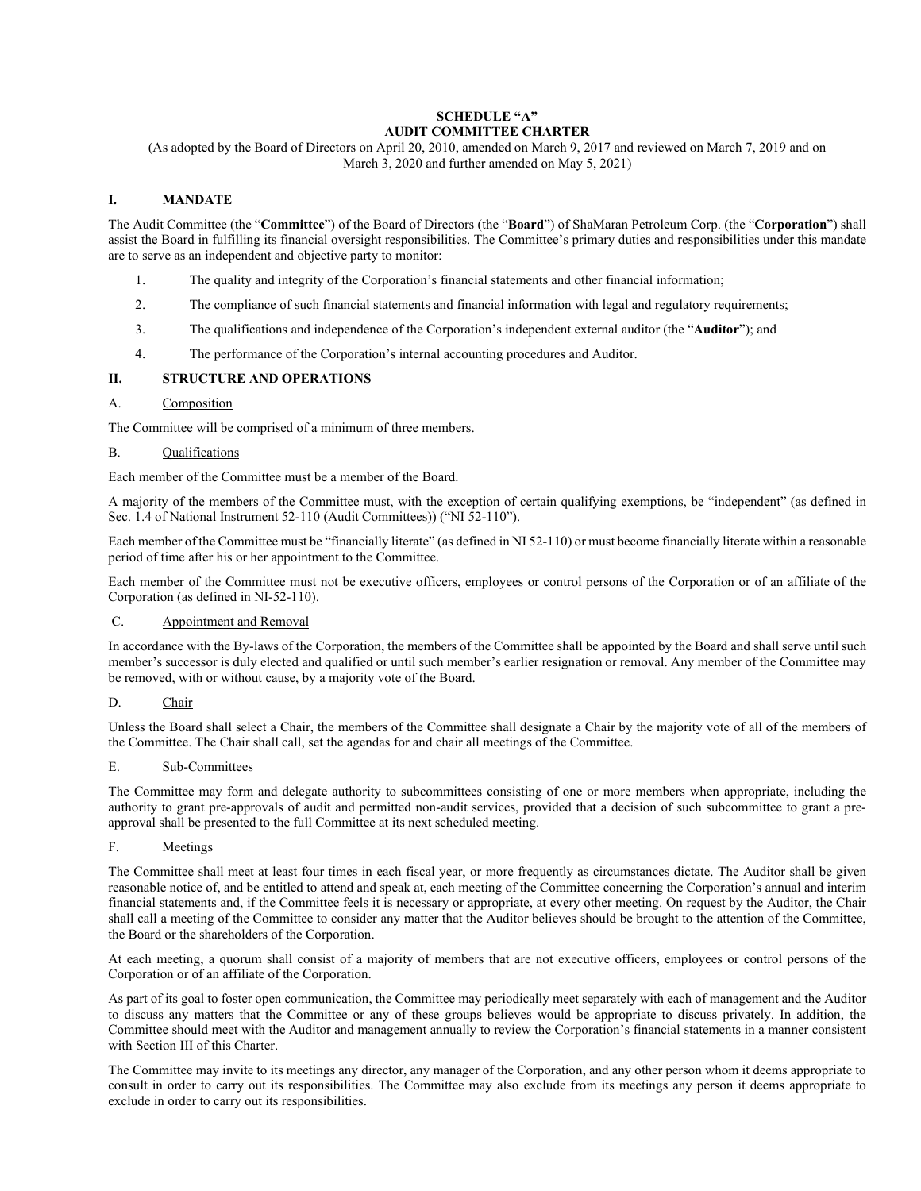# SCHEDULE "A"
# AUDIT COMMITTEE CHARTER

(As adopted by the Board of Directors on April 20, 2010, amended on March 9, 2017 and reviewed on March 7, 2019 and on March 3, 2020 and further amended on May 5, 2021)

## I. MANDATE

The Audit Committee (the "**Committee**") of the Board of Directors (the "**Board**") of ShaMaran Petroleum Corp. (the "**Corporation**") shall assist the Board in fulfilling its financial oversight responsibilities. The Committee's primary duties and responsibilities under this mandate are to serve as an independent and objective party to monitor:

1. The quality and integrity of the Corporation's financial statements and other financial information;
2. The compliance of such financial statements and financial information with legal and regulatory requirements;
3. The qualifications and independence of the Corporation's independent external auditor (the "**Auditor**"); and
4. The performance of the Corporation's internal accounting procedures and Auditor.

## II. STRUCTURE AND OPERATIONS

### A. Composition

The Committee will be comprised of a minimum of three members.

### B. Qualifications

Each member of the Committee must be a member of the Board.

A majority of the members of the Committee must, with the exception of certain qualifying exemptions, be "independent" (as defined in Sec. 1.4 of National Instrument 52-110 (Audit Committees)) ("NI 52-110").

Each member of the Committee must be "financially literate" (as defined in NI 52-110) or must become financially literate within a reasonable period of time after his or her appointment to the Committee.

Each member of the Committee must not be executive officers, employees or control persons of the Corporation or of an affiliate of the Corporation (as defined in NI-52-110).

### C. Appointment and Removal

In accordance with the By-laws of the Corporation, the members of the Committee shall be appointed by the Board and shall serve until such member's successor is duly elected and qualified or until such member's earlier resignation or removal. Any member of the Committee may be removed, with or without cause, by a majority vote of the Board.

### D. Chair

Unless the Board shall select a Chair, the members of the Committee shall designate a Chair by the majority vote of all of the members of the Committee. The Chair shall call, set the agendas for and chair all meetings of the Committee.

### E. Sub-Committees

The Committee may form and delegate authority to subcommittees consisting of one or more members when appropriate, including the authority to grant pre-approvals of audit and permitted non-audit services, provided that a decision of such subcommittee to grant a pre-approval shall be presented to the full Committee at its next scheduled meeting.

### F. Meetings

The Committee shall meet at least four times in each fiscal year, or more frequently as circumstances dictate. The Auditor shall be given reasonable notice of, and be entitled to attend and speak at, each meeting of the Committee concerning the Corporation's annual and interim financial statements and, if the Committee feels it is necessary or appropriate, at every other meeting. On request by the Auditor, the Chair shall call a meeting of the Committee to consider any matter that the Auditor believes should be brought to the attention of the Committee, the Board or the shareholders of the Corporation.

At each meeting, a quorum shall consist of a majority of members that are not executive officers, employees or control persons of the Corporation or of an affiliate of the Corporation.

As part of its goal to foster open communication, the Committee may periodically meet separately with each of management and the Auditor to discuss any matters that the Committee or any of these groups believes would be appropriate to discuss privately. In addition, the Committee should meet with the Auditor and management annually to review the Corporation's financial statements in a manner consistent with Section III of this Charter.

The Committee may invite to its meetings any director, any manager of the Corporation, and any other person whom it deems appropriate to consult in order to carry out its responsibilities. The Committee may also exclude from its meetings any person it deems appropriate to exclude in order to carry out its responsibilities.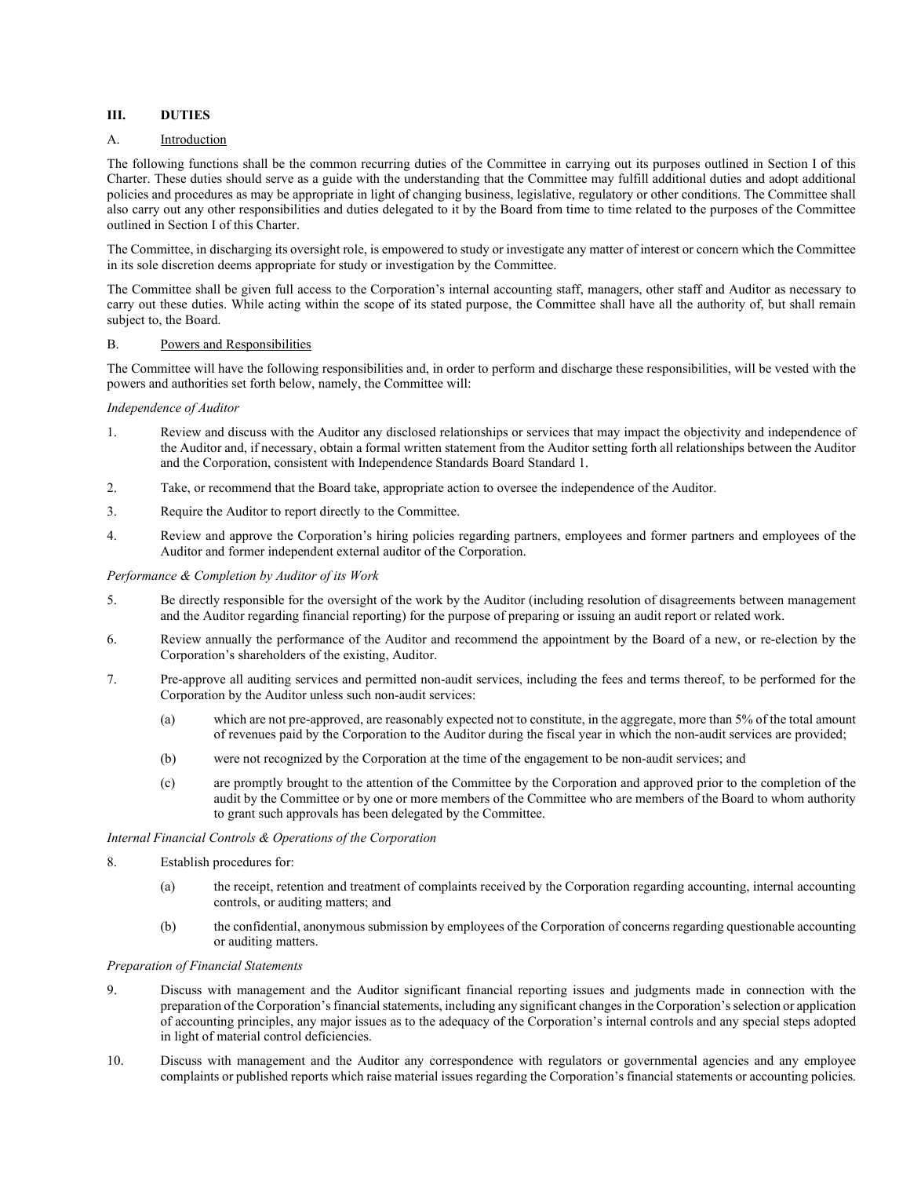## III. DUTIES

### A. Introduction

The following functions shall be the common recurring duties of the Committee in carrying out its purposes outlined in Section I of this Charter. These duties should serve as a guide with the understanding that the Committee may fulfill additional duties and adopt additional policies and procedures as may be appropriate in light of changing business, legislative, regulatory or other conditions. The Committee shall also carry out any other responsibilities and duties delegated to it by the Board from time to time related to the purposes of the Committee outlined in Section I of this Charter.

The Committee, in discharging its oversight role, is empowered to study or investigate any matter of interest or concern which the Committee in its sole discretion deems appropriate for study or investigation by the Committee.

The Committee shall be given full access to the Corporation's internal accounting staff, managers, other staff and Auditor as necessary to carry out these duties. While acting within the scope of its stated purpose, the Committee shall have all the authority of, but shall remain subject to, the Board.

### B. Powers and Responsibilities

The Committee will have the following responsibilities and, in order to perform and discharge these responsibilities, will be vested with the powers and authorities set forth below, namely, the Committee will:

*Independence of Auditor*

1. Review and discuss with the Auditor any disclosed relationships or services that may impact the objectivity and independence of the Auditor and, if necessary, obtain a formal written statement from the Auditor setting forth all relationships between the Auditor and the Corporation, consistent with Independence Standards Board Standard 1.
2. Take, or recommend that the Board take, appropriate action to oversee the independence of the Auditor.
3. Require the Auditor to report directly to the Committee.
4. Review and approve the Corporation's hiring policies regarding partners, employees and former partners and employees of the Auditor and former independent external auditor of the Corporation.

*Performance & Completion by Auditor of its Work*

5. Be directly responsible for the oversight of the work by the Auditor (including resolution of disagreements between management and the Auditor regarding financial reporting) for the purpose of preparing or issuing an audit report or related work.
6. Review annually the performance of the Auditor and recommend the appointment by the Board of a new, or re-election by the Corporation's shareholders of the existing, Auditor.
7. Pre-approve all auditing services and permitted non-audit services, including the fees and terms thereof, to be performed for the Corporation by the Auditor unless such non-audit services:
   (a) which are not pre-approved, are reasonably expected not to constitute, in the aggregate, more than 5% of the total amount of revenues paid by the Corporation to the Auditor during the fiscal year in which the non-audit services are provided;
   (b) were not recognized by the Corporation at the time of the engagement to be non-audit services; and
   (c) are promptly brought to the attention of the Committee by the Corporation and approved prior to the completion of the audit by the Committee or by one or more members of the Committee who are members of the Board to whom authority to grant such approvals has been delegated by the Committee.

*Internal Financial Controls & Operations of the Corporation*

8. Establish procedures for:
   (a) the receipt, retention and treatment of complaints received by the Corporation regarding accounting, internal accounting controls, or auditing matters; and
   (b) the confidential, anonymous submission by employees of the Corporation of concerns regarding questionable accounting or auditing matters.

*Preparation of Financial Statements*

9. Discuss with management and the Auditor significant financial reporting issues and judgments made in connection with the preparation of the Corporation's financial statements, including any significant changes in the Corporation's selection or application of accounting principles, any major issues as to the adequacy of the Corporation's internal controls and any special steps adopted in light of material control deficiencies.
10. Discuss with management and the Auditor any correspondence with regulators or governmental agencies and any employee complaints or published reports which raise material issues regarding the Corporation's financial statements or accounting policies.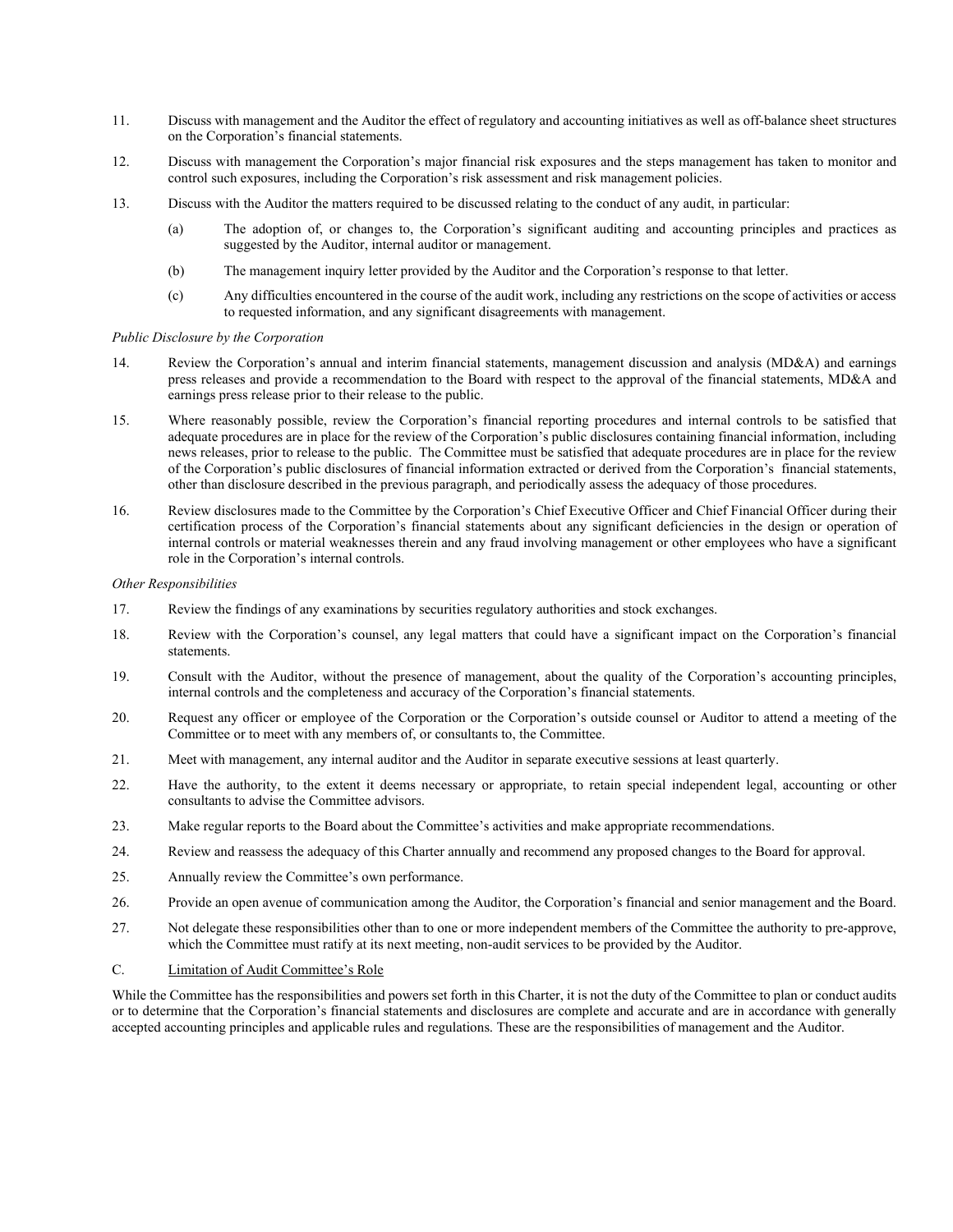11. Discuss with management and the Auditor the effect of regulatory and accounting initiatives as well as off-balance sheet structures on the Corporation's financial statements.

12. Discuss with management the Corporation's major financial risk exposures and the steps management has taken to monitor and control such exposures, including the Corporation's risk assessment and risk management policies.

13. Discuss with the Auditor the matters required to be discussed relating to the conduct of any audit, in particular:

    (a) The adoption of, or changes to, the Corporation's significant auditing and accounting principles and practices as suggested by the Auditor, internal auditor or management.

    (b) The management inquiry letter provided by the Auditor and the Corporation's response to that letter.

    (c) Any difficulties encountered in the course of the audit work, including any restrictions on the scope of activities or access to requested information, and any significant disagreements with management.

*Public Disclosure by the Corporation*

14. Review the Corporation's annual and interim financial statements, management discussion and analysis (MD&A) and earnings press releases and provide a recommendation to the Board with respect to the approval of the financial statements, MD&A and earnings press release prior to their release to the public.

15. Where reasonably possible, review the Corporation's financial reporting procedures and internal controls to be satisfied that adequate procedures are in place for the review of the Corporation's public disclosures containing financial information, including news releases, prior to release to the public. The Committee must be satisfied that adequate procedures are in place for the review of the Corporation's public disclosures of financial information extracted or derived from the Corporation's financial statements, other than disclosure described in the previous paragraph, and periodically assess the adequacy of those procedures.

16. Review disclosures made to the Committee by the Corporation's Chief Executive Officer and Chief Financial Officer during their certification process of the Corporation's financial statements about any significant deficiencies in the design or operation of internal controls or material weaknesses therein and any fraud involving management or other employees who have a significant role in the Corporation's internal controls.

*Other Responsibilities*

17. Review the findings of any examinations by securities regulatory authorities and stock exchanges.

18. Review with the Corporation's counsel, any legal matters that could have a significant impact on the Corporation's financial statements.

19. Consult with the Auditor, without the presence of management, about the quality of the Corporation's accounting principles, internal controls and the completeness and accuracy of the Corporation's financial statements.

20. Request any officer or employee of the Corporation or the Corporation's outside counsel or Auditor to attend a meeting of the Committee or to meet with any members of, or consultants to, the Committee.

21. Meet with management, any internal auditor and the Auditor in separate executive sessions at least quarterly.

22. Have the authority, to the extent it deems necessary or appropriate, to retain special independent legal, accounting or other consultants to advise the Committee advisors.

23. Make regular reports to the Board about the Committee's activities and make appropriate recommendations.

24. Review and reassess the adequacy of this Charter annually and recommend any proposed changes to the Board for approval.

25. Annually review the Committee's own performance.

26. Provide an open avenue of communication among the Auditor, the Corporation's financial and senior management and the Board.

27. Not delegate these responsibilities other than to one or more independent members of the Committee the authority to pre-approve, which the Committee must ratify at its next meeting, non-audit services to be provided by the Auditor.

C. Limitation of Audit Committee's Role

While the Committee has the responsibilities and powers set forth in this Charter, it is not the duty of the Committee to plan or conduct audits or to determine that the Corporation's financial statements and disclosures are complete and accurate and are in accordance with generally accepted accounting principles and applicable rules and regulations. These are the responsibilities of management and the Auditor.